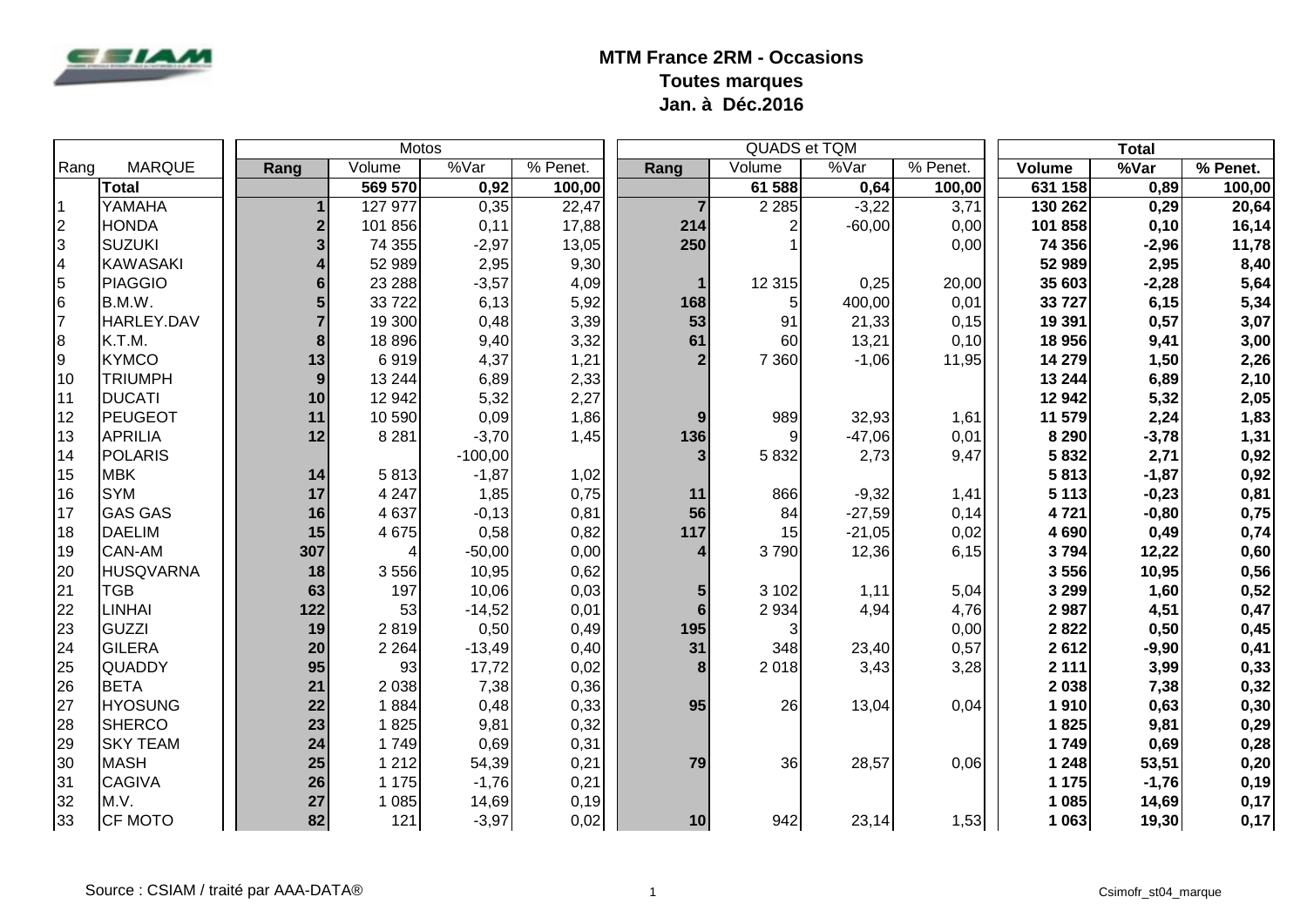# MTM France 2RM - Occasions
## Toutes marques
## Jan. à Déc.2016

| | | Motos | | | | QUADS et TQM | | | | Total | | |
|---|---|---|---|---|---|---|---|---|---|---|---|---|
| Rang | MARQUE | Rang | Volume | %Var | % Penet. | Rang | Volume | %Var | % Penet. | Volume | %Var | % Penet. |
| | **Total** | | **569 570** | **0,92** | **100,00** | | **61 588** | **0,64** | **100,00** | **631 158** | **0,89** | **100,00** |
| 1 | YAMAHA | **1** | 127 977 | 0,35 | 22,47 | **7** | 2 285 | -3,22 | 3,71 | **130 262** | **0,29** | **20,64** |
| 2 | HONDA | **2** | 101 856 | 0,11 | 17,88 | **214** | 2 | -60,00 | 0,00 | **101 858** | **0,10** | **16,14** |
| 3 | SUZUKI | **3** | 74 355 | -2,97 | 13,05 | **250** | 1 | | 0,00 | **74 356** | **-2,96** | **11,78** |
| 4 | KAWASAKI | **4** | 52 989 | 2,95 | 9,30 | | | | | **52 989** | **2,95** | **8,40** |
| 5 | PIAGGIO | **6** | 23 288 | -3,57 | 4,09 | **1** | 12 315 | 0,25 | 20,00 | **35 603** | **-2,28** | **5,64** |
| 6 | B.M.W. | **5** | 33 722 | 6,13 | 5,92 | **168** | 5 | 400,00 | 0,01 | **33 727** | **6,15** | **5,34** |
| 7 | HARLEY.DAV | **7** | 19 300 | 0,48 | 3,39 | **53** | 91 | 21,33 | 0,15 | **19 391** | **0,57** | **3,07** |
| 8 | K.T.M. | **8** | 18 896 | 9,40 | 3,32 | **61** | 60 | 13,21 | 0,10 | **18 956** | **9,41** | **3,00** |
| 9 | KYMCO | **13** | 6 919 | 4,37 | 1,21 | **2** | 7 360 | -1,06 | 11,95 | **14 279** | **1,50** | **2,26** |
| 10 | TRIUMPH | **9** | 13 244 | 6,89 | 2,33 | | | | | **13 244** | **6,89** | **2,10** |
| 11 | DUCATI | **10** | 12 942 | 5,32 | 2,27 | | | | | **12 942** | **5,32** | **2,05** |
| 12 | PEUGEOT | **11** | 10 590 | 0,09 | 1,86 | **9** | 989 | 32,93 | 1,61 | **11 579** | **2,24** | **1,83** |
| 13 | APRILIA | **12** | 8 281 | -3,70 | 1,45 | **136** | 9 | -47,06 | 0,01 | **8 290** | **-3,78** | **1,31** |
| 14 | POLARIS | | | -100,00 | | **3** | 5 832 | 2,73 | 9,47 | **5 832** | **2,71** | **0,92** |
| 15 | MBK | **14** | 5 813 | -1,87 | 1,02 | | | | | **5 813** | **-1,87** | **0,92** |
| 16 | SYM | **17** | 4 247 | 1,85 | 0,75 | **11** | 866 | -9,32 | 1,41 | **5 113** | **-0,23** | **0,81** |
| 17 | GAS GAS | **16** | 4 637 | -0,13 | 0,81 | **56** | 84 | -27,59 | 0,14 | **4 721** | **-0,80** | **0,75** |
| 18 | DAELIM | **15** | 4 675 | 0,58 | 0,82 | **117** | 15 | -21,05 | 0,02 | **4 690** | **0,49** | **0,74** |
| 19 | CAN-AM | **307** | 4 | -50,00 | 0,00 | **4** | 3 790 | 12,36 | 6,15 | **3 794** | **12,22** | **0,60** |
| 20 | HUSQVARNA | **18** | 3 556 | 10,95 | 0,62 | | | | | **3 556** | **10,95** | **0,56** |
| 21 | TGB | **63** | 197 | 10,06 | 0,03 | **5** | 3 102 | 1,11 | 5,04 | **3 299** | **1,60** | **0,52** |
| 22 | LINHAI | **122** | 53 | -14,52 | 0,01 | **6** | 2 934 | 4,94 | 4,76 | **2 987** | **4,51** | **0,47** |
| 23 | GUZZI | **19** | 2 819 | 0,50 | 0,49 | **195** | 3 | | 0,00 | **2 822** | **0,50** | **0,45** |
| 24 | GILERA | **20** | 2 264 | -13,49 | 0,40 | **31** | 348 | 23,40 | 0,57 | **2 612** | **-9,90** | **0,41** |
| 25 | QUADDY | **95** | 93 | 17,72 | 0,02 | **8** | 2 018 | 3,43 | 3,28 | **2 111** | **3,99** | **0,33** |
| 26 | BETA | **21** | 2 038 | 7,38 | 0,36 | | | | | **2 038** | **7,38** | **0,32** |
| 27 | HYOSUNG | **22** | 1 884 | 0,48 | 0,33 | **95** | 26 | 13,04 | 0,04 | **1 910** | **0,63** | **0,30** |
| 28 | SHERCO | **23** | 1 825 | 9,81 | 0,32 | | | | | **1 825** | **9,81** | **0,29** |
| 29 | SKY TEAM | **24** | 1 749 | 0,69 | 0,31 | | | | | **1 749** | **0,69** | **0,28** |
| 30 | MASH | **25** | 1 212 | 54,39 | 0,21 | **79** | 36 | 28,57 | 0,06 | **1 248** | **53,51** | **0,20** |
| 31 | CAGIVA | **26** | 1 175 | -1,76 | 0,21 | | | | | **1 175** | **-1,76** | **0,19** |
| 32 | M.V. | **27** | 1 085 | 14,69 | 0,19 | | | | | **1 085** | **14,69** | **0,17** |
| 33 | CF MOTO | **82** | 121 | -3,97 | 0,02 | **10** | 942 | 23,14 | 1,53 | **1 063** | **19,30** | **0,17** |

Source : CSIAM / traité par AAA-DATA®

Csimofr_st04_marque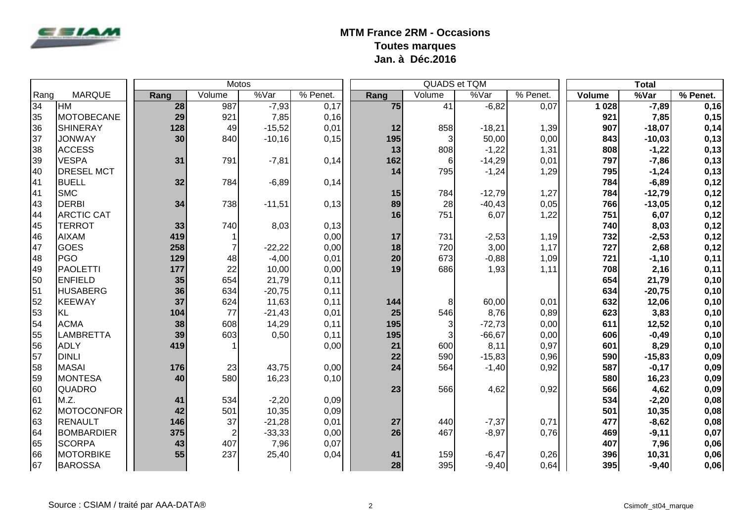# MTM France 2RM - Occasions

## Toutes marques

## Jan. à Déc.2016

| Rang | MARQUE | Motos | | | | QUADS et TQM | | | | Total | | |
|---|---|---|---|---|---|---|---|---|---|---|---|---|
| | | Rang | Volume | %Var | % Penet. | Rang | Volume | %Var | % Penet. | Volume | %Var | % Penet. |
| 34 | HM | 28 | 987 | -7,93 | 0,17 | 75 | 41 | -6,82 | 0,07 | 1 028 | -7,89 | 0,16 |
| 35 | MOTOBECANE | 29 | 921 | 7,85 | 0,16 | | | | | 921 | 7,85 | 0,15 |
| 36 | SHINERAY | 128 | 49 | -15,52 | 0,01 | 12 | 858 | -18,21 | 1,39 | 907 | -18,07 | 0,14 |
| 37 | JONWAY | 30 | 840 | -10,16 | 0,15 | 195 | 3 | 50,00 | 0,00 | 843 | -10,03 | 0,13 |
| 38 | ACCESS | | | | | 13 | 808 | -1,22 | 1,31 | 808 | -1,22 | 0,13 |
| 39 | VESPA | 31 | 791 | -7,81 | 0,14 | 162 | 6 | -14,29 | 0,01 | 797 | -7,86 | 0,13 |
| 40 | DRESEL MCT | | | | | 14 | 795 | -1,24 | 1,29 | 795 | -1,24 | 0,13 |
| 41 | BUELL | 32 | 784 | -6,89 | 0,14 | | | | | 784 | -6,89 | 0,12 |
| 41 | SMC | | | | | 15 | 784 | -12,79 | 1,27 | 784 | -12,79 | 0,12 |
| 43 | DERBI | 34 | 738 | -11,51 | 0,13 | 89 | 28 | -40,43 | 0,05 | 766 | -13,05 | 0,12 |
| 44 | ARCTIC CAT | | | | | 16 | 751 | 6,07 | 1,22 | 751 | 6,07 | 0,12 |
| 45 | TERROT | 33 | 740 | 8,03 | 0,13 | | | | | 740 | 8,03 | 0,12 |
| 46 | AIXAM | 419 | 1 | | 0,00 | 17 | 731 | -2,53 | 1,19 | 732 | -2,53 | 0,12 |
| 47 | GOES | 258 | 7 | -22,22 | 0,00 | 18 | 720 | 3,00 | 1,17 | 727 | 2,68 | 0,12 |
| 48 | PGO | 129 | 48 | -4,00 | 0,01 | 20 | 673 | -0,88 | 1,09 | 721 | -1,10 | 0,11 |
| 49 | PAOLETTI | 177 | 22 | 10,00 | 0,00 | 19 | 686 | 1,93 | 1,11 | 708 | 2,16 | 0,11 |
| 50 | ENFIELD | 35 | 654 | 21,79 | 0,11 | | | | | 654 | 21,79 | 0,10 |
| 51 | HUSABERG | 36 | 634 | -20,75 | 0,11 | | | | | 634 | -20,75 | 0,10 |
| 52 | KEEWAY | 37 | 624 | 11,63 | 0,11 | 144 | 8 | 60,00 | 0,01 | 632 | 12,06 | 0,10 |
| 53 | KL | 104 | 77 | -21,43 | 0,01 | 25 | 546 | 8,76 | 0,89 | 623 | 3,83 | 0,10 |
| 54 | ACMA | 38 | 608 | 14,29 | 0,11 | 195 | 3 | -72,73 | 0,00 | 611 | 12,52 | 0,10 |
| 55 | LAMBRETTA | 39 | 603 | 0,50 | 0,11 | 195 | 3 | -66,67 | 0,00 | 606 | -0,49 | 0,10 |
| 56 | ADLY | 419 | 1 | | 0,00 | 21 | 600 | 8,11 | 0,97 | 601 | 8,29 | 0,10 |
| 57 | DINLI | | | | | 22 | 590 | -15,83 | 0,96 | 590 | -15,83 | 0,09 |
| 58 | MASAI | 176 | 23 | 43,75 | 0,00 | 24 | 564 | -1,40 | 0,92 | 587 | -0,17 | 0,09 |
| 59 | MONTESA | 40 | 580 | 16,23 | 0,10 | | | | | 580 | 16,23 | 0,09 |
| 60 | QUADRO | | | | | 23 | 566 | 4,62 | 0,92 | 566 | 4,62 | 0,09 |
| 61 | M.Z. | 41 | 534 | -2,20 | 0,09 | | | | | 534 | -2,20 | 0,08 |
| 62 | MOTOCONFOR | 42 | 501 | 10,35 | 0,09 | | | | | 501 | 10,35 | 0,08 |
| 63 | RENAULT | 146 | 37 | -21,28 | 0,01 | 27 | 440 | -7,37 | 0,71 | 477 | -8,62 | 0,08 |
| 64 | BOMBARDIER | 375 | 2 | -33,33 | 0,00 | 26 | 467 | -8,97 | 0,76 | 469 | -9,11 | 0,07 |
| 65 | SCORPA | 43 | 407 | 7,96 | 0,07 | | | | | 407 | 7,96 | 0,06 |
| 66 | MOTORBIKE | 55 | 237 | 25,40 | 0,04 | 41 | 159 | -6,47 | 0,26 | 396 | 10,31 | 0,06 |
| 67 | BAROSSA | | | | | 28 | 395 | -9,40 | 0,64 | 395 | -9,40 | 0,06 |

Source : CSIAM / traité par AAA-DATA®

Csimofr_st04_marque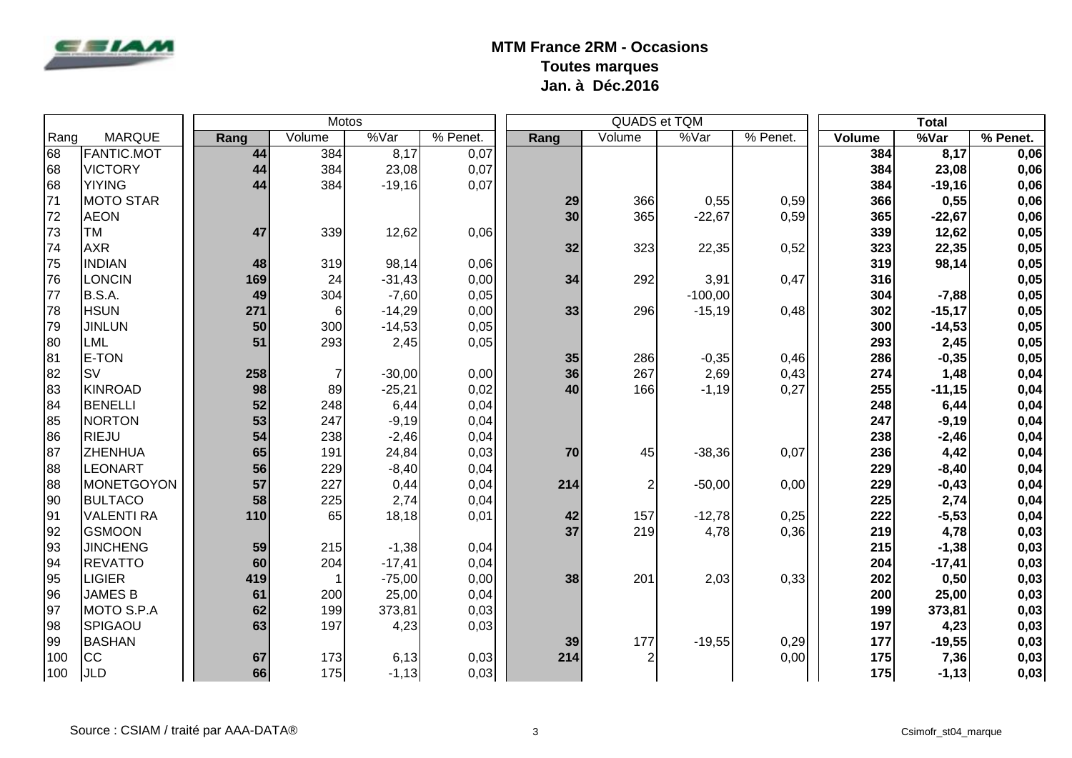# MTM France 2RM - Occasions

**Toutes marques**

**Jan. à Déc.2016**

| | | Motos | | | | QUADS et TQM | | | | Total | | |
|---|---|---|---|---|---|---|---|---|---|---|---|---|
| Rang | MARQUE | Rang | Volume | %Var | % Penet. | Rang | Volume | %Var | % Penet. | Volume | %Var | % Penet. |
| 68 | FANTIC.MOT | 44 | 384 | 8,17 | 0,07 | | | | | 384 | 8,17 | 0,06 |
| 68 | VICTORY | 44 | 384 | 23,08 | 0,07 | | | | | 384 | 23,08 | 0,06 |
| 68 | YIYING | 44 | 384 | -19,16 | 0,07 | | | | | 384 | -19,16 | 0,06 |
| 71 | MOTO STAR | | | | | 29 | 366 | 0,55 | 0,59 | 366 | 0,55 | 0,06 |
| 72 | AEON | | | | | 30 | 365 | -22,67 | 0,59 | 365 | -22,67 | 0,06 |
| 73 | TM | 47 | 339 | 12,62 | 0,06 | | | | | 339 | 12,62 | 0,05 |
| 74 | AXR | | | | | 32 | 323 | 22,35 | 0,52 | 323 | 22,35 | 0,05 |
| 75 | INDIAN | 48 | 319 | 98,14 | 0,06 | | | | | 319 | 98,14 | 0,05 |
| 76 | LONCIN | 169 | 24 | -31,43 | 0,00 | 34 | 292 | 3,91 | 0,47 | 316 | | 0,05 |
| 77 | B.S.A. | 49 | 304 | -7,60 | 0,05 | | | -100,00 | | 304 | -7,88 | 0,05 |
| 78 | HSUN | 271 | 6 | -14,29 | 0,00 | 33 | 296 | -15,19 | 0,48 | 302 | -15,17 | 0,05 |
| 79 | JINLUN | 50 | 300 | -14,53 | 0,05 | | | | | 300 | -14,53 | 0,05 |
| 80 | LML | 51 | 293 | 2,45 | 0,05 | | | | | 293 | 2,45 | 0,05 |
| 81 | E-TON | | | | | 35 | 286 | -0,35 | 0,46 | 286 | -0,35 | 0,05 |
| 82 | SV | 258 | 7 | -30,00 | 0,00 | 36 | 267 | 2,69 | 0,43 | 274 | 1,48 | 0,04 |
| 83 | KINROAD | 98 | 89 | -25,21 | 0,02 | 40 | 166 | -1,19 | 0,27 | 255 | -11,15 | 0,04 |
| 84 | BENELLI | 52 | 248 | 6,44 | 0,04 | | | | | 248 | 6,44 | 0,04 |
| 85 | NORTON | 53 | 247 | -9,19 | 0,04 | | | | | 247 | -9,19 | 0,04 |
| 86 | RIEJU | 54 | 238 | -2,46 | 0,04 | | | | | 238 | -2,46 | 0,04 |
| 87 | ZHENHUA | 65 | 191 | 24,84 | 0,03 | 70 | 45 | -38,36 | 0,07 | 236 | 4,42 | 0,04 |
| 88 | LEONART | 56 | 229 | -8,40 | 0,04 | | | | | 229 | -8,40 | 0,04 |
| 88 | MONETGOYON | 57 | 227 | 0,44 | 0,04 | 214 | 2 | -50,00 | 0,00 | 229 | -0,43 | 0,04 |
| 90 | BULTACO | 58 | 225 | 2,74 | 0,04 | | | | | 225 | 2,74 | 0,04 |
| 91 | VALENTI RA | 110 | 65 | 18,18 | 0,01 | 42 | 157 | -12,78 | 0,25 | 222 | -5,53 | 0,04 |
| 92 | GSMOON | | | | | 37 | 219 | 4,78 | 0,36 | 219 | 4,78 | 0,03 |
| 93 | JINCHENG | 59 | 215 | -1,38 | 0,04 | | | | | 215 | -1,38 | 0,03 |
| 94 | REVATTO | 60 | 204 | -17,41 | 0,04 | | | | | 204 | -17,41 | 0,03 |
| 95 | LIGIER | 419 | 1 | -75,00 | 0,00 | 38 | 201 | 2,03 | 0,33 | 202 | 0,50 | 0,03 |
| 96 | JAMES B | 61 | 200 | 25,00 | 0,04 | | | | | 200 | 25,00 | 0,03 |
| 97 | MOTO S.P.A | 62 | 199 | 373,81 | 0,03 | | | | | 199 | 373,81 | 0,03 |
| 98 | SPIGAOU | 63 | 197 | 4,23 | 0,03 | | | | | 197 | 4,23 | 0,03 |
| 99 | BASHAN | | | | | 39 | 177 | -19,55 | 0,29 | 177 | -19,55 | 0,03 |
| 100 | CC | 67 | 173 | 6,13 | 0,03 | 214 | 2 | | 0,00 | 175 | 7,36 | 0,03 |
| 100 | JLD | 66 | 175 | -1,13 | 0,03 | | | | | 175 | -1,13 | 0,03 |

Source : CSIAM / traité par AAA-DATA®

Csimofr_st04_marque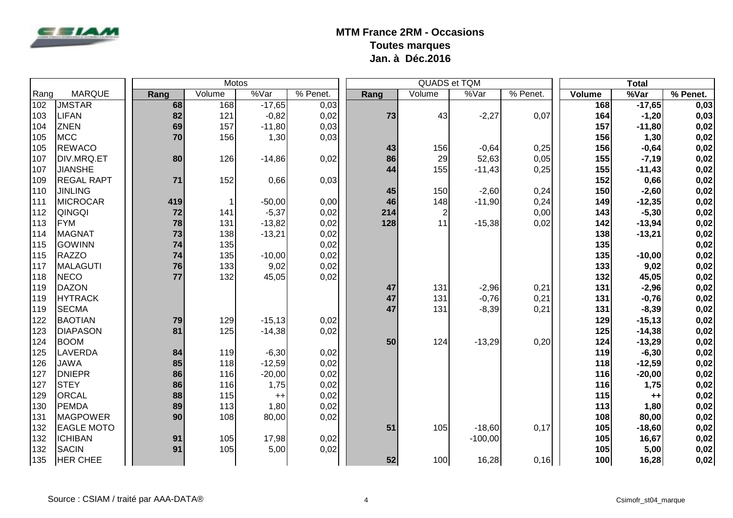**MTM France 2RM - Occasions**
**Toutes marques**
**Jan. à Déc.2016**

| Rang | MARQUE | Motos | | | | QUADS et TQM | | | | Total | | |
|---|---|---|---|---|---|---|---|---|---|---|---|---|
| | | Rang | Volume | %Var | % Penet. | Rang | Volume | %Var | % Penet. | Volume | %Var | % Penet. |
| 102 | JMSTAR | 68 | 168 | -17,65 | 0,03 | | | | | 168 | -17,65 | 0,03 |
| 103 | LIFAN | 82 | 121 | -0,82 | 0,02 | 73 | 43 | -2,27 | 0,07 | 164 | -1,20 | 0,03 |
| 104 | ZNEN | 69 | 157 | -11,80 | 0,03 | | | | | 157 | -11,80 | 0,02 |
| 105 | MCC | 70 | 156 | 1,30 | 0,03 | | | | | 156 | 1,30 | 0,02 |
| 105 | REWACO | | | | | 43 | 156 | -0,64 | 0,25 | 156 | -0,64 | 0,02 |
| 107 | DIV.MRQ.ET | 80 | 126 | -14,86 | 0,02 | 86 | 29 | 52,63 | 0,05 | 155 | -7,19 | 0,02 |
| 107 | JIANSHE | | | | | 44 | 155 | -11,43 | 0,25 | 155 | -11,43 | 0,02 |
| 109 | REGAL RAPT | 71 | 152 | 0,66 | 0,03 | | | | | 152 | 0,66 | 0,02 |
| 110 | JINLING | | | | | 45 | 150 | -2,60 | 0,24 | 150 | -2,60 | 0,02 |
| 111 | MICROCAR | 419 | 1 | -50,00 | 0,00 | 46 | 148 | -11,90 | 0,24 | 149 | -12,35 | 0,02 |
| 112 | QINGQI | 72 | 141 | -5,37 | 0,02 | 214 | 2 | | 0,00 | 143 | -5,30 | 0,02 |
| 113 | FYM | 78 | 131 | -13,82 | 0,02 | 128 | 11 | -15,38 | 0,02 | 142 | -13,94 | 0,02 |
| 114 | MAGNAT | 73 | 138 | -13,21 | 0,02 | | | | | 138 | -13,21 | 0,02 |
| 115 | GOWINN | 74 | 135 | | 0,02 | | | | | 135 | | 0,02 |
| 115 | RAZZO | 74 | 135 | -10,00 | 0,02 | | | | | 135 | -10,00 | 0,02 |
| 117 | MALAGUTI | 76 | 133 | 9,02 | 0,02 | | | | | 133 | 9,02 | 0,02 |
| 118 | NECO | 77 | 132 | 45,05 | 0,02 | | | | | 132 | 45,05 | 0,02 |
| 119 | DAZON | | | | | 47 | 131 | -2,96 | 0,21 | 131 | -2,96 | 0,02 |
| 119 | HYTRACK | | | | | 47 | 131 | -0,76 | 0,21 | 131 | -0,76 | 0,02 |
| 119 | SECMA | | | | | 47 | 131 | -8,39 | 0,21 | 131 | -8,39 | 0,02 |
| 122 | BAOTIAN | 79 | 129 | -15,13 | 0,02 | | | | | 129 | -15,13 | 0,02 |
| 123 | DIAPASON | 81 | 125 | -14,38 | 0,02 | | | | | 125 | -14,38 | 0,02 |
| 124 | BOOM | | | | | 50 | 124 | -13,29 | 0,20 | 124 | -13,29 | 0,02 |
| 125 | LAVERDA | 84 | 119 | -6,30 | 0,02 | | | | | 119 | -6,30 | 0,02 |
| 126 | JAWA | 85 | 118 | -12,59 | 0,02 | | | | | 118 | -12,59 | 0,02 |
| 127 | DNIEPR | 86 | 116 | -20,00 | 0,02 | | | | | 116 | -20,00 | 0,02 |
| 127 | STEY | 86 | 116 | 1,75 | 0,02 | | | | | 116 | 1,75 | 0,02 |
| 129 | ORCAL | 88 | 115 | ++ | 0,02 | | | | | 115 | ++ | 0,02 |
| 130 | PEMDA | 89 | 113 | 1,80 | 0,02 | | | | | 113 | 1,80 | 0,02 |
| 131 | MAGPOWER | 90 | 108 | 80,00 | 0,02 | | | | | 108 | 80,00 | 0,02 |
| 132 | EAGLE MOTO | | | | | 51 | 105 | -18,60 | 0,17 | 105 | -18,60 | 0,02 |
| 132 | ICHIBAN | 91 | 105 | 17,98 | 0,02 | | | -100,00 | | 105 | 16,67 | 0,02 |
| 132 | SACIN | 91 | 105 | 5,00 | 0,02 | | | | | 105 | 5,00 | 0,02 |
| 135 | HER CHEE | | | | | 52 | 100 | 16,28 | 0,16 | 100 | 16,28 | 0,02 |

Source : CSIAM / traité par AAA-DATA®

Csimofr_st04_marque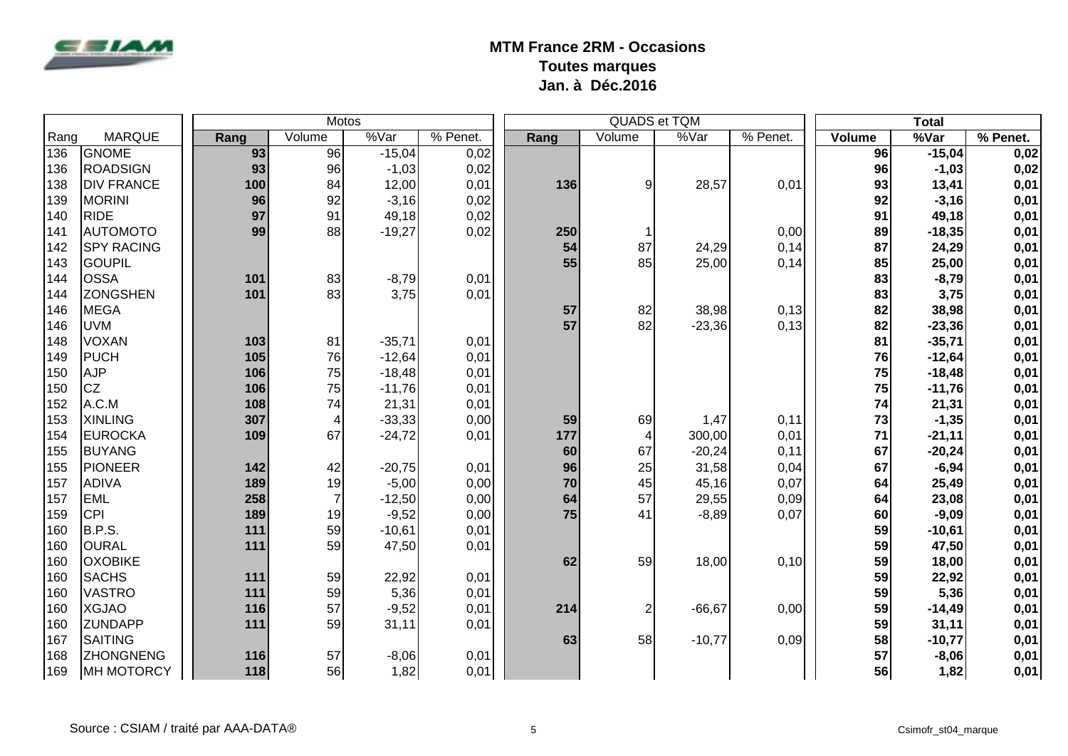# MTM France 2RM - Occasions
## Toutes marques
## Jan. à Déc.2016

| Rang | MARQUE | Motos | | | | QUADS et TQM | | | | Total | | |
|---|---|---|---|---|---|---|---|---|---|---|---|---|
| | | Rang | Volume | %Var | % Penet. | Rang | Volume | %Var | % Penet. | Volume | %Var | % Penet. |
| 136 | GNOME | 93 | 96 | -15,04 | 0,02 | | | | | 96 | -15,04 | 0,02 |
| 136 | ROADSIGN | 93 | 96 | -1,03 | 0,02 | | | | | 96 | -1,03 | 0,02 |
| 138 | DIV FRANCE | 100 | 84 | 12,00 | 0,01 | 136 | 9 | 28,57 | 0,01 | 93 | 13,41 | 0,01 |
| 139 | MORINI | 96 | 92 | -3,16 | 0,02 | | | | | 92 | -3,16 | 0,01 |
| 140 | RIDE | 97 | 91 | 49,18 | 0,02 | | | | | 91 | 49,18 | 0,01 |
| 141 | AUTOMOTO | 99 | 88 | -19,27 | 0,02 | 250 | 1 | | 0,00 | 89 | -18,35 | 0,01 |
| 142 | SPY RACING | | | | | 54 | 87 | 24,29 | 0,14 | 87 | 24,29 | 0,01 |
| 143 | GOUPIL | | | | | 55 | 85 | 25,00 | 0,14 | 85 | 25,00 | 0,01 |
| 144 | OSSA | 101 | 83 | -8,79 | 0,01 | | | | | 83 | -8,79 | 0,01 |
| 144 | ZONGSHEN | 101 | 83 | 3,75 | 0,01 | | | | | 83 | 3,75 | 0,01 |
| 146 | MEGA | | | | | 57 | 82 | 38,98 | 0,13 | 82 | 38,98 | 0,01 |
| 146 | UVM | | | | | 57 | 82 | -23,36 | 0,13 | 82 | -23,36 | 0,01 |
| 148 | VOXAN | 103 | 81 | -35,71 | 0,01 | | | | | 81 | -35,71 | 0,01 |
| 149 | PUCH | 105 | 76 | -12,64 | 0,01 | | | | | 76 | -12,64 | 0,01 |
| 150 | AJP | 106 | 75 | -18,48 | 0,01 | | | | | 75 | -18,48 | 0,01 |
| 150 | CZ | 106 | 75 | -11,76 | 0,01 | | | | | 75 | -11,76 | 0,01 |
| 152 | A.C.M | 108 | 74 | 21,31 | 0,01 | | | | | 74 | 21,31 | 0,01 |
| 153 | XINLING | 307 | 4 | -33,33 | 0,00 | 59 | 69 | 1,47 | 0,11 | 73 | -1,35 | 0,01 |
| 154 | EUROCKA | 109 | 67 | -24,72 | 0,01 | 177 | 4 | 300,00 | 0,01 | 71 | -21,11 | 0,01 |
| 155 | BUYANG | | | | | 60 | 67 | -20,24 | 0,11 | 67 | -20,24 | 0,01 |
| 155 | PIONEER | 142 | 42 | -20,75 | 0,01 | 96 | 25 | 31,58 | 0,04 | 67 | -6,94 | 0,01 |
| 157 | ADIVA | 189 | 19 | -5,00 | 0,00 | 70 | 45 | 45,16 | 0,07 | 64 | 25,49 | 0,01 |
| 157 | EML | 258 | 7 | -12,50 | 0,00 | 64 | 57 | 29,55 | 0,09 | 64 | 23,08 | 0,01 |
| 159 | CPI | 189 | 19 | -9,52 | 0,00 | 75 | 41 | -8,89 | 0,07 | 60 | -9,09 | 0,01 |
| 160 | B.P.S. | 111 | 59 | -10,61 | 0,01 | | | | | 59 | -10,61 | 0,01 |
| 160 | OURAL | 111 | 59 | 47,50 | 0,01 | | | | | 59 | 47,50 | 0,01 |
| 160 | OXOBIKE | | | | | 62 | 59 | 18,00 | 0,10 | 59 | 18,00 | 0,01 |
| 160 | SACHS | 111 | 59 | 22,92 | 0,01 | | | | | 59 | 22,92 | 0,01 |
| 160 | VASTRO | 111 | 59 | 5,36 | 0,01 | | | | | 59 | 5,36 | 0,01 |
| 160 | XGJAO | 116 | 57 | -9,52 | 0,01 | 214 | 2 | -66,67 | 0,00 | 59 | -14,49 | 0,01 |
| 160 | ZUNDAPP | 111 | 59 | 31,11 | 0,01 | | | | | 59 | 31,11 | 0,01 |
| 167 | SAITING | | | | | 63 | 58 | -10,77 | 0,09 | 58 | -10,77 | 0,01 |
| 168 | ZHONGNENG | 116 | 57 | -8,06 | 0,01 | | | | | 57 | -8,06 | 0,01 |
| 169 | MH MOTORCY | 118 | 56 | 1,82 | 0,01 | | | | | 56 | 1,82 | 0,01 |

Source : CSIAM / traité par AAA-DATA®

Csimofr_st04_marque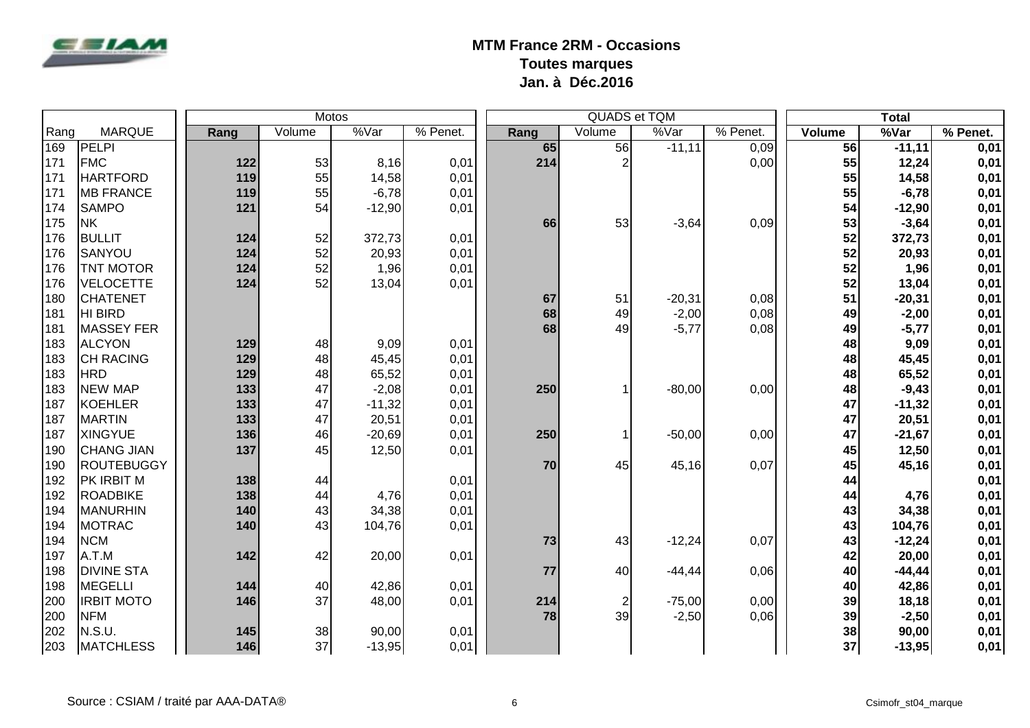# MTM France 2RM - Occasions

## Toutes marques

## Jan. à Déc.2016

| | | Motos | | | | QUADS et TQM | | | | Total | | |
|---|---|---|---|---|---|---|---|---|---|---|---|---|
| Rang | MARQUE | Rang | Volume | %Var | % Penet. | Rang | Volume | %Var | % Penet. | Volume | %Var | % Penet. |
| 169 | PELPI | | | | | 65 | 56 | -11,11 | 0,09 | 56 | -11,11 | 0,01 |
| 171 | FMC | 122 | 53 | 8,16 | 0,01 | 214 | 2 | | 0,00 | 55 | 12,24 | 0,01 |
| 171 | HARTFORD | 119 | 55 | 14,58 | 0,01 | | | | | 55 | 14,58 | 0,01 |
| 171 | MB FRANCE | 119 | 55 | -6,78 | 0,01 | | | | | 55 | -6,78 | 0,01 |
| 174 | SAMPO | 121 | 54 | -12,90 | 0,01 | | | | | 54 | -12,90 | 0,01 |
| 175 | NK | | | | | 66 | 53 | -3,64 | 0,09 | 53 | -3,64 | 0,01 |
| 176 | BULLIT | 124 | 52 | 372,73 | 0,01 | | | | | 52 | 372,73 | 0,01 |
| 176 | SANYOU | 124 | 52 | 20,93 | 0,01 | | | | | 52 | 20,93 | 0,01 |
| 176 | TNT MOTOR | 124 | 52 | 1,96 | 0,01 | | | | | 52 | 1,96 | 0,01 |
| 176 | VELOCETTE | 124 | 52 | 13,04 | 0,01 | | | | | 52 | 13,04 | 0,01 |
| 180 | CHATENET | | | | | 67 | 51 | -20,31 | 0,08 | 51 | -20,31 | 0,01 |
| 181 | HI BIRD | | | | | 68 | 49 | -2,00 | 0,08 | 49 | -2,00 | 0,01 |
| 181 | MASSEY FER | | | | | 68 | 49 | -5,77 | 0,08 | 49 | -5,77 | 0,01 |
| 183 | ALCYON | 129 | 48 | 9,09 | 0,01 | | | | | 48 | 9,09 | 0,01 |
| 183 | CH RACING | 129 | 48 | 45,45 | 0,01 | | | | | 48 | 45,45 | 0,01 |
| 183 | HRD | 129 | 48 | 65,52 | 0,01 | | | | | 48 | 65,52 | 0,01 |
| 183 | NEW MAP | 133 | 47 | -2,08 | 0,01 | 250 | 1 | -80,00 | 0,00 | 48 | -9,43 | 0,01 |
| 187 | KOEHLER | 133 | 47 | -11,32 | 0,01 | | | | | 47 | -11,32 | 0,01 |
| 187 | MARTIN | 133 | 47 | 20,51 | 0,01 | | | | | 47 | 20,51 | 0,01 |
| 187 | XINGYUE | 136 | 46 | -20,69 | 0,01 | 250 | 1 | -50,00 | 0,00 | 47 | -21,67 | 0,01 |
| 190 | CHANG JIAN | 137 | 45 | 12,50 | 0,01 | | | | | 45 | 12,50 | 0,01 |
| 190 | ROUTEBUGGY | | | | | 70 | 45 | 45,16 | 0,07 | 45 | 45,16 | 0,01 |
| 192 | PK IRBIT M | 138 | 44 | | 0,01 | | | | | 44 | | 0,01 |
| 192 | ROADBIKE | 138 | 44 | 4,76 | 0,01 | | | | | 44 | 4,76 | 0,01 |
| 194 | MANURHIN | 140 | 43 | 34,38 | 0,01 | | | | | 43 | 34,38 | 0,01 |
| 194 | MOTRAC | 140 | 43 | 104,76 | 0,01 | | | | | 43 | 104,76 | 0,01 |
| 194 | NCM | | | | | 73 | 43 | -12,24 | 0,07 | 43 | -12,24 | 0,01 |
| 197 | A.T.M | 142 | 42 | 20,00 | 0,01 | | | | | 42 | 20,00 | 0,01 |
| 198 | DIVINE STA | | | | | 77 | 40 | -44,44 | 0,06 | 40 | -44,44 | 0,01 |
| 198 | MEGELLI | 144 | 40 | 42,86 | 0,01 | | | | | 40 | 42,86 | 0,01 |
| 200 | IRBIT MOTO | 146 | 37 | 48,00 | 0,01 | 214 | 2 | -75,00 | 0,00 | 39 | 18,18 | 0,01 |
| 200 | NFM | | | | | 78 | 39 | -2,50 | 0,06 | 39 | -2,50 | 0,01 |
| 202 | N.S.U. | 145 | 38 | 90,00 | 0,01 | | | | | 38 | 90,00 | 0,01 |
| 203 | MATCHLESS | 146 | 37 | -13,95 | 0,01 | | | | | 37 | -13,95 | 0,01 |

Source : CSIAM / traité par AAA-DATA®

Csimofr_st04_marque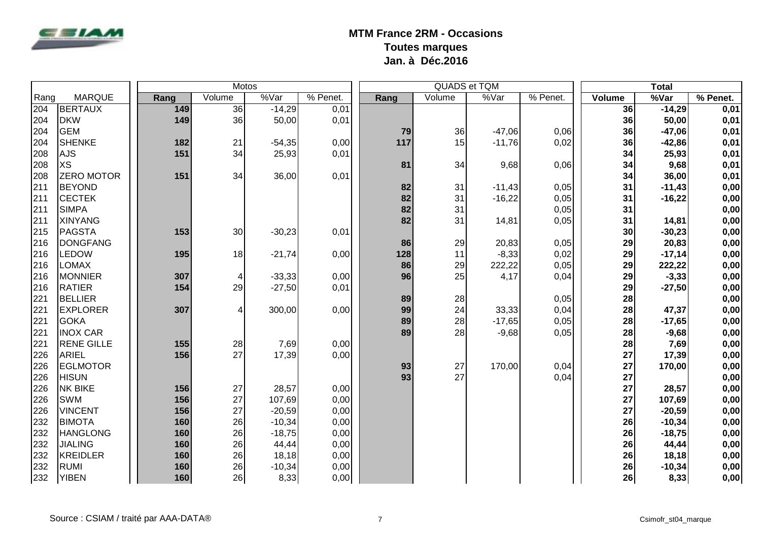# MTM France 2RM - Occasions
## Toutes marques
## Jan. à Déc.2016

| | | Motos | | | | QUADS et TQM | | | | Total | | |
|---|---|---|---|---|---|---|---|---|---|---|---|---|
| Rang | MARQUE | Rang | Volume | %Var | % Penet. | Rang | Volume | %Var | % Penet. | Volume | %Var | % Penet. |
| 204 | BERTAUX | 149 | 36 | -14,29 | 0,01 | | | | | 36 | -14,29 | 0,01 |
| 204 | DKW | 149 | 36 | 50,00 | 0,01 | | | | | 36 | 50,00 | 0,01 |
| 204 | GEM | | | | | 79 | 36 | -47,06 | 0,06 | 36 | -47,06 | 0,01 |
| 204 | SHENKE | 182 | 21 | -54,35 | 0,00 | 117 | 15 | -11,76 | 0,02 | 36 | -42,86 | 0,01 |
| 208 | AJS | 151 | 34 | 25,93 | 0,01 | | | | | 34 | 25,93 | 0,01 |
| 208 | XS | | | | | 81 | 34 | 9,68 | 0,06 | 34 | 9,68 | 0,01 |
| 208 | ZERO MOTOR | 151 | 34 | 36,00 | 0,01 | | | | | 34 | 36,00 | 0,01 |
| 211 | BEYOND | | | | | 82 | 31 | -11,43 | 0,05 | 31 | -11,43 | 0,00 |
| 211 | CECTEK | | | | | 82 | 31 | -16,22 | 0,05 | 31 | -16,22 | 0,00 |
| 211 | SIMPA | | | | | 82 | 31 | | 0,05 | 31 | | 0,00 |
| 211 | XINYANG | | | | | 82 | 31 | 14,81 | 0,05 | 31 | 14,81 | 0,00 |
| 215 | PAGSTA | 153 | 30 | -30,23 | 0,01 | | | | | 30 | -30,23 | 0,00 |
| 216 | DONGFANG | | | | | 86 | 29 | 20,83 | 0,05 | 29 | 20,83 | 0,00 |
| 216 | LEDOW | 195 | 18 | -21,74 | 0,00 | 128 | 11 | -8,33 | 0,02 | 29 | -17,14 | 0,00 |
| 216 | LOMAX | | | | | 86 | 29 | 222,22 | 0,05 | 29 | 222,22 | 0,00 |
| 216 | MONNIER | 307 | 4 | -33,33 | 0,00 | 96 | 25 | 4,17 | 0,04 | 29 | -3,33 | 0,00 |
| 216 | RATIER | 154 | 29 | -27,50 | 0,01 | | | | | 29 | -27,50 | 0,00 |
| 221 | BELLIER | | | | | 89 | 28 | | 0,05 | 28 | | 0,00 |
| 221 | EXPLORER | 307 | 4 | 300,00 | 0,00 | 99 | 24 | 33,33 | 0,04 | 28 | 47,37 | 0,00 |
| 221 | GOKA | | | | | 89 | 28 | -17,65 | 0,05 | 28 | -17,65 | 0,00 |
| 221 | INOX CAR | | | | | 89 | 28 | -9,68 | 0,05 | 28 | -9,68 | 0,00 |
| 221 | RENE GILLE | 155 | 28 | 7,69 | 0,00 | | | | | 28 | 7,69 | 0,00 |
| 226 | ARIEL | 156 | 27 | 17,39 | 0,00 | | | | | 27 | 17,39 | 0,00 |
| 226 | EGLMOTOR | | | | | 93 | 27 | 170,00 | 0,04 | 27 | 170,00 | 0,00 |
| 226 | HISUN | | | | | 93 | 27 | | 0,04 | 27 | | 0,00 |
| 226 | NK BIKE | 156 | 27 | 28,57 | 0,00 | | | | | 27 | 28,57 | 0,00 |
| 226 | SWM | 156 | 27 | 107,69 | 0,00 | | | | | 27 | 107,69 | 0,00 |
| 226 | VINCENT | 156 | 27 | -20,59 | 0,00 | | | | | 27 | -20,59 | 0,00 |
| 232 | BIMOTA | 160 | 26 | -10,34 | 0,00 | | | | | 26 | -10,34 | 0,00 |
| 232 | HANGLONG | 160 | 26 | -18,75 | 0,00 | | | | | 26 | -18,75 | 0,00 |
| 232 | JIALING | 160 | 26 | 44,44 | 0,00 | | | | | 26 | 44,44 | 0,00 |
| 232 | KREIDLER | 160 | 26 | 18,18 | 0,00 | | | | | 26 | 18,18 | 0,00 |
| 232 | RUMI | 160 | 26 | -10,34 | 0,00 | | | | | 26 | -10,34 | 0,00 |
| 232 | YIBEN | 160 | 26 | 8,33 | 0,00 | | | | | 26 | 8,33 | 0,00 |

Source : CSIAM / traité par AAA-DATA®

Csimofr_st04_marque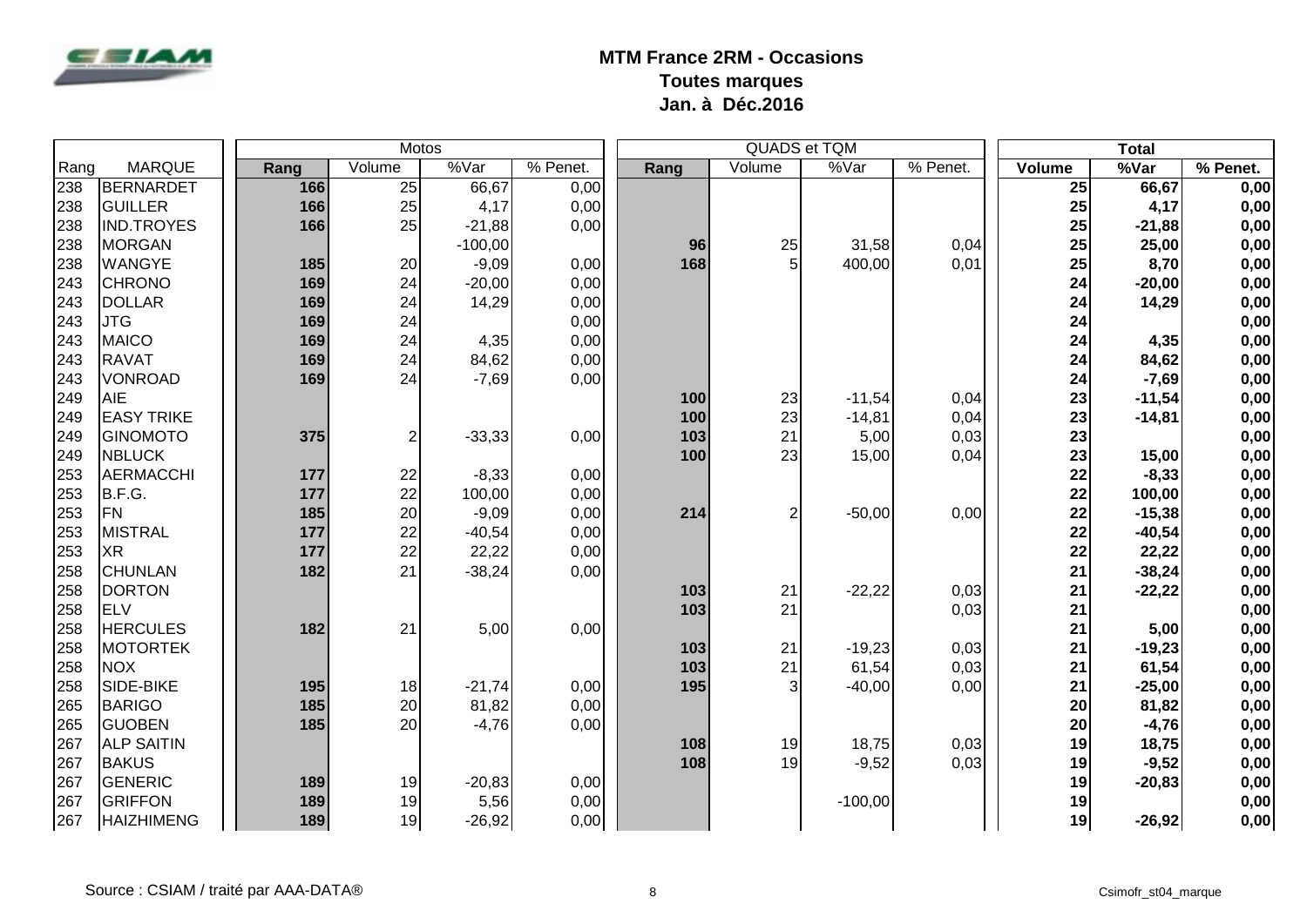# MTM France 2RM - Occasions

**Toutes marques**

**Jan. à Déc.2016**

| Rang | MARQUE | Motos | | | | QUADS et TQM | | | | Total | | |
|---|---|---|---|---|---|---|---|---|---|---|---|---|
| | | Rang | Volume | %Var | % Penet. | Rang | Volume | %Var | % Penet. | Volume | %Var | % Penet. |
| 238 | BERNARDET | 166 | 25 | 66,67 | 0,00 | | | | | 25 | 66,67 | 0,00 |
| 238 | GUILLER | 166 | 25 | 4,17 | 0,00 | | | | | 25 | 4,17 | 0,00 |
| 238 | IND.TROYES | 166 | 25 | -21,88 | 0,00 | | | | | 25 | -21,88 | 0,00 |
| 238 | MORGAN | | | -100,00 | | 96 | 25 | 31,58 | 0,04 | 25 | 25,00 | 0,00 |
| 238 | WANGYE | 185 | 20 | -9,09 | 0,00 | 168 | 5 | 400,00 | 0,01 | 25 | 8,70 | 0,00 |
| 243 | CHRONO | 169 | 24 | -20,00 | 0,00 | | | | | 24 | -20,00 | 0,00 |
| 243 | DOLLAR | 169 | 24 | 14,29 | 0,00 | | | | | 24 | 14,29 | 0,00 |
| 243 | JTG | 169 | 24 | | 0,00 | | | | | 24 | | 0,00 |
| 243 | MAICO | 169 | 24 | 4,35 | 0,00 | | | | | 24 | 4,35 | 0,00 |
| 243 | RAVAT | 169 | 24 | 84,62 | 0,00 | | | | | 24 | 84,62 | 0,00 |
| 243 | VONROAD | 169 | 24 | -7,69 | 0,00 | | | | | 24 | -7,69 | 0,00 |
| 249 | AIE | | | | | 100 | 23 | -11,54 | 0,04 | 23 | -11,54 | 0,00 |
| 249 | EASY TRIKE | | | | | 100 | 23 | -14,81 | 0,04 | 23 | -14,81 | 0,00 |
| 249 | GINOMOTO | 375 | 2 | -33,33 | 0,00 | 103 | 21 | 5,00 | 0,03 | 23 | | 0,00 |
| 249 | NBLUCK | | | | | 100 | 23 | 15,00 | 0,04 | 23 | 15,00 | 0,00 |
| 253 | AERMACCHI | 177 | 22 | -8,33 | 0,00 | | | | | 22 | -8,33 | 0,00 |
| 253 | B.F.G. | 177 | 22 | 100,00 | 0,00 | | | | | 22 | 100,00 | 0,00 |
| 253 | FN | 185 | 20 | -9,09 | 0,00 | 214 | 2 | -50,00 | 0,00 | 22 | -15,38 | 0,00 |
| 253 | MISTRAL | 177 | 22 | -40,54 | 0,00 | | | | | 22 | -40,54 | 0,00 |
| 253 | XR | 177 | 22 | 22,22 | 0,00 | | | | | 22 | 22,22 | 0,00 |
| 258 | CHUNLAN | 182 | 21 | -38,24 | 0,00 | | | | | 21 | -38,24 | 0,00 |
| 258 | DORTON | | | | | 103 | 21 | -22,22 | 0,03 | 21 | -22,22 | 0,00 |
| 258 | ELV | | | | | 103 | 21 | | 0,03 | 21 | | 0,00 |
| 258 | HERCULES | 182 | 21 | 5,00 | 0,00 | | | | | 21 | 5,00 | 0,00 |
| 258 | MOTORTEK | | | | | 103 | 21 | -19,23 | 0,03 | 21 | -19,23 | 0,00 |
| 258 | NOX | | | | | 103 | 21 | 61,54 | 0,03 | 21 | 61,54 | 0,00 |
| 258 | SIDE-BIKE | 195 | 18 | -21,74 | 0,00 | 195 | 3 | -40,00 | 0,00 | 21 | -25,00 | 0,00 |
| 265 | BARIGO | 185 | 20 | 81,82 | 0,00 | | | | | 20 | 81,82 | 0,00 |
| 265 | GUOBEN | 185 | 20 | -4,76 | 0,00 | | | | | 20 | -4,76 | 0,00 |
| 267 | ALP SAITIN | | | | | 108 | 19 | 18,75 | 0,03 | 19 | 18,75 | 0,00 |
| 267 | BAKUS | | | | | 108 | 19 | -9,52 | 0,03 | 19 | -9,52 | 0,00 |
| 267 | GENERIC | 189 | 19 | -20,83 | 0,00 | | | | | 19 | -20,83 | 0,00 |
| 267 | GRIFFON | 189 | 19 | 5,56 | 0,00 | | | -100,00 | | 19 | | 0,00 |
| 267 | HAIZHIMENG | 189 | 19 | -26,92 | 0,00 | | | | | 19 | -26,92 | 0,00 |

Source : CSIAM / traité par AAA-DATA®

Csimofr_st04_marque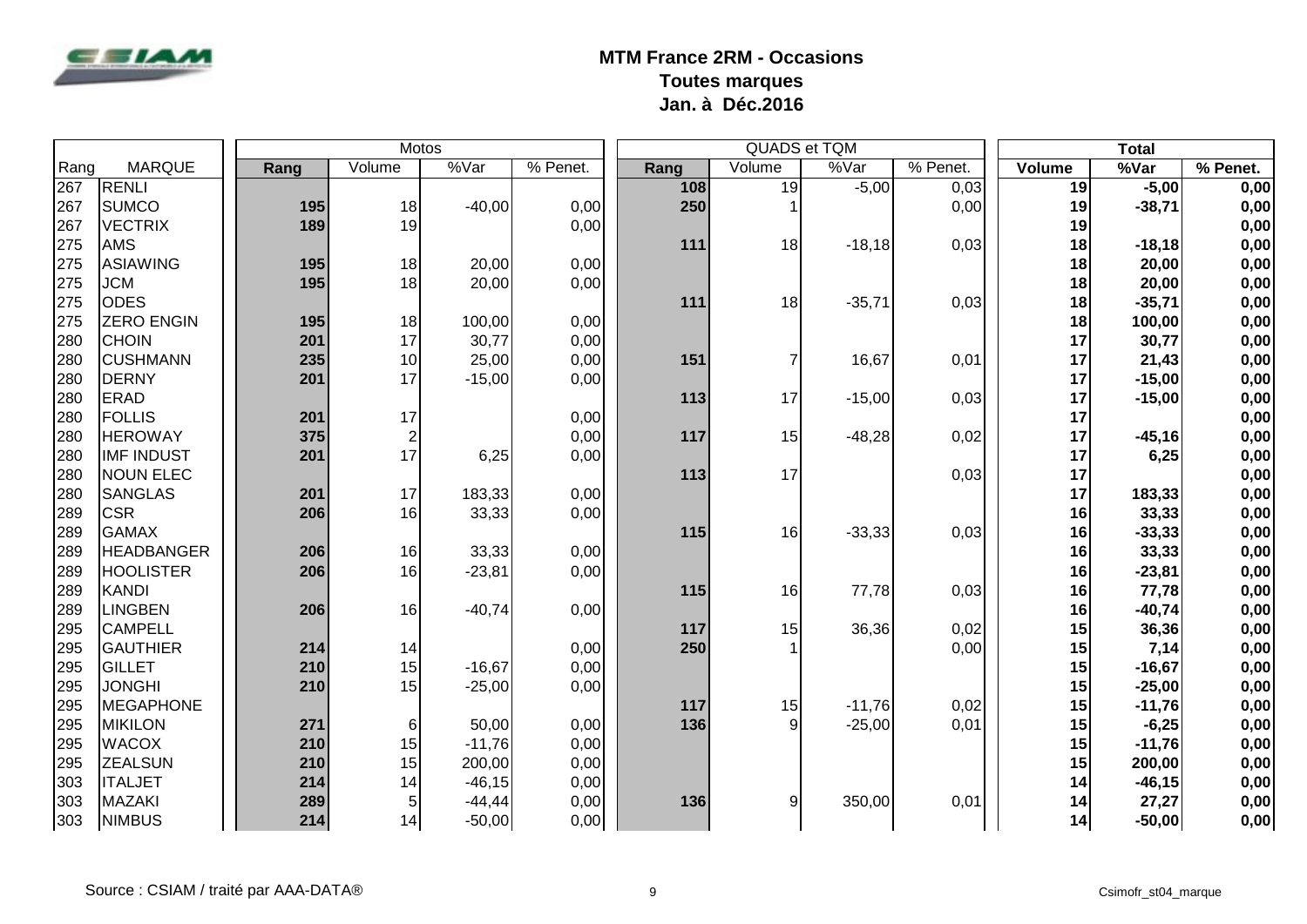# MTM France 2RM - Occasions
## Toutes marques
## Jan. à Déc.2016

| Rang | MARQUE | Motos | | | | QUADS et TQM | | | | Total | | |
|---|---|---|---|---|---|---|---|---|---|---|---|---|
| | | Rang | Volume | %Var | % Penet. | Rang | Volume | %Var | % Penet. | Volume | %Var | % Penet. |
| 267 | RENLI | | | | | 108 | 19 | -5,00 | 0,03 | 19 | -5,00 | 0,00 |
| 267 | SUMCO | 195 | 18 | -40,00 | 0,00 | 250 | 1 | | 0,00 | 19 | -38,71 | 0,00 |
| 267 | VECTRIX | 189 | 19 | | 0,00 | | | | | 19 | | 0,00 |
| 275 | AMS | | | | | 111 | 18 | -18,18 | 0,03 | 18 | -18,18 | 0,00 |
| 275 | ASIAWING | 195 | 18 | 20,00 | 0,00 | | | | | 18 | 20,00 | 0,00 |
| 275 | JCM | 195 | 18 | 20,00 | 0,00 | | | | | 18 | 20,00 | 0,00 |
| 275 | ODES | | | | | 111 | 18 | -35,71 | 0,03 | 18 | -35,71 | 0,00 |
| 275 | ZERO ENGIN | 195 | 18 | 100,00 | 0,00 | | | | | 18 | 100,00 | 0,00 |
| 280 | CHOIN | 201 | 17 | 30,77 | 0,00 | | | | | 17 | 30,77 | 0,00 |
| 280 | CUSHMANN | 235 | 10 | 25,00 | 0,00 | 151 | 7 | 16,67 | 0,01 | 17 | 21,43 | 0,00 |
| 280 | DERNY | 201 | 17 | -15,00 | 0,00 | | | | | 17 | -15,00 | 0,00 |
| 280 | ERAD | | | | | 113 | 17 | -15,00 | 0,03 | 17 | -15,00 | 0,00 |
| 280 | FOLLIS | 201 | 17 | | 0,00 | | | | | 17 | | 0,00 |
| 280 | HEROWAY | 375 | 2 | | 0,00 | 117 | 15 | -48,28 | 0,02 | 17 | -45,16 | 0,00 |
| 280 | IMF INDUST | 201 | 17 | 6,25 | 0,00 | | | | | 17 | 6,25 | 0,00 |
| 280 | NOUN ELEC | | | | | 113 | 17 | | 0,03 | 17 | | 0,00 |
| 280 | SANGLAS | 201 | 17 | 183,33 | 0,00 | | | | | 17 | 183,33 | 0,00 |
| 289 | CSR | 206 | 16 | 33,33 | 0,00 | | | | | 16 | 33,33 | 0,00 |
| 289 | GAMAX | | | | | 115 | 16 | -33,33 | 0,03 | 16 | -33,33 | 0,00 |
| 289 | HEADBANGER | 206 | 16 | 33,33 | 0,00 | | | | | 16 | 33,33 | 0,00 |
| 289 | HOOLISTER | 206 | 16 | -23,81 | 0,00 | | | | | 16 | -23,81 | 0,00 |
| 289 | KANDI | | | | | 115 | 16 | 77,78 | 0,03 | 16 | 77,78 | 0,00 |
| 289 | LINGBEN | 206 | 16 | -40,74 | 0,00 | | | | | 16 | -40,74 | 0,00 |
| 295 | CAMPELL | | | | | 117 | 15 | 36,36 | 0,02 | 15 | 36,36 | 0,00 |
| 295 | GAUTHIER | 214 | 14 | | 0,00 | 250 | 1 | | 0,00 | 15 | 7,14 | 0,00 |
| 295 | GILLET | 210 | 15 | -16,67 | 0,00 | | | | | 15 | -16,67 | 0,00 |
| 295 | JONGHI | 210 | 15 | -25,00 | 0,00 | | | | | 15 | -25,00 | 0,00 |
| 295 | MEGAPHONE | | | | | 117 | 15 | -11,76 | 0,02 | 15 | -11,76 | 0,00 |
| 295 | MIKILON | 271 | 6 | 50,00 | 0,00 | 136 | 9 | -25,00 | 0,01 | 15 | -6,25 | 0,00 |
| 295 | WACOX | 210 | 15 | -11,76 | 0,00 | | | | | 15 | -11,76 | 0,00 |
| 295 | ZEALSUN | 210 | 15 | 200,00 | 0,00 | | | | | 15 | 200,00 | 0,00 |
| 303 | ITALJET | 214 | 14 | -46,15 | 0,00 | | | | | 14 | -46,15 | 0,00 |
| 303 | MAZAKI | 289 | 5 | -44,44 | 0,00 | 136 | 9 | 350,00 | 0,01 | 14 | 27,27 | 0,00 |
| 303 | NIMBUS | 214 | 14 | -50,00 | 0,00 | | | | | 14 | -50,00 | 0,00 |

Source : CSIAM / traité par AAA-DATA®

Csimofr_st04_marque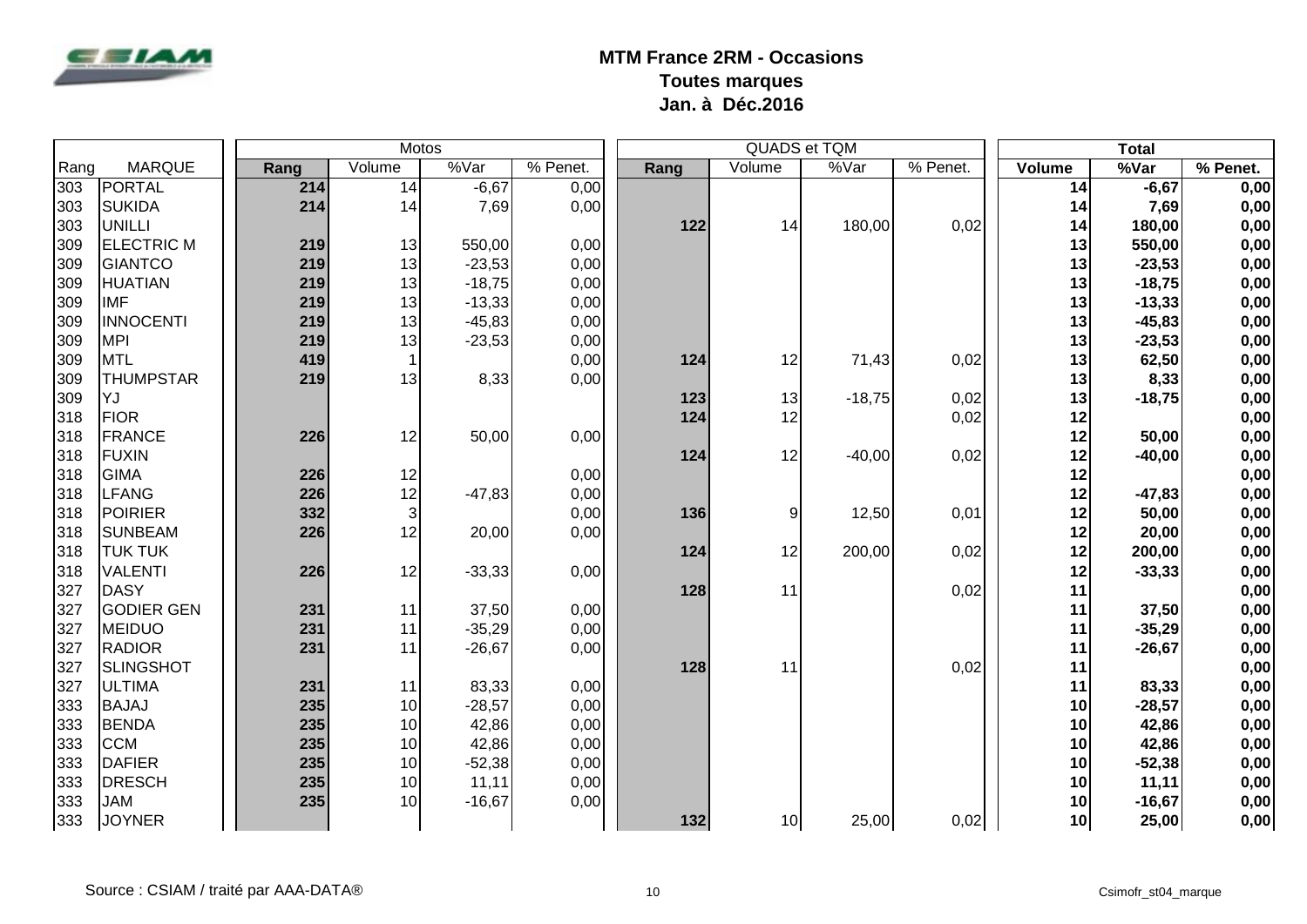# MTM France 2RM - Occasions
## Toutes marques
## Jan. à Déc.2016

| Rang | MARQUE | Motos | | | | QUADS et TQM | | | | Total | | |
|---|---|---|---|---|---|---|---|---|---|---|---|---|
| | | Rang | Volume | %Var | % Penet. | Rang | Volume | %Var | % Penet. | Volume | %Var | % Penet. |
| 303 | PORTAL | 214 | 14 | -6,67 | 0,00 | | | | | 14 | -6,67 | 0,00 |
| 303 | SUKIDA | 214 | 14 | 7,69 | 0,00 | | | | | 14 | 7,69 | 0,00 |
| 303 | UNILLI | | | | | 122 | 14 | 180,00 | 0,02 | 14 | 180,00 | 0,00 |
| 309 | ELECTRIC M | 219 | 13 | 550,00 | 0,00 | | | | | 13 | 550,00 | 0,00 |
| 309 | GIANTCO | 219 | 13 | -23,53 | 0,00 | | | | | 13 | -23,53 | 0,00 |
| 309 | HUATIAN | 219 | 13 | -18,75 | 0,00 | | | | | 13 | -18,75 | 0,00 |
| 309 | IMF | 219 | 13 | -13,33 | 0,00 | | | | | 13 | -13,33 | 0,00 |
| 309 | INNOCENTI | 219 | 13 | -45,83 | 0,00 | | | | | 13 | -45,83 | 0,00 |
| 309 | MPI | 219 | 13 | -23,53 | 0,00 | | | | | 13 | -23,53 | 0,00 |
| 309 | MTL | 419 | 1 | | 0,00 | 124 | 12 | 71,43 | 0,02 | 13 | 62,50 | 0,00 |
| 309 | THUMPSTAR | 219 | 13 | 8,33 | 0,00 | | | | | 13 | 8,33 | 0,00 |
| 309 | YJ | | | | | 123 | 13 | -18,75 | 0,02 | 13 | -18,75 | 0,00 |
| 318 | FIOR | | | | | 124 | 12 | | 0,02 | 12 | | 0,00 |
| 318 | FRANCE | 226 | 12 | 50,00 | 0,00 | | | | | 12 | 50,00 | 0,00 |
| 318 | FUXIN | | | | | 124 | 12 | -40,00 | 0,02 | 12 | -40,00 | 0,00 |
| 318 | GIMA | 226 | 12 | | 0,00 | | | | | 12 | | 0,00 |
| 318 | LFANG | 226 | 12 | -47,83 | 0,00 | | | | | 12 | -47,83 | 0,00 |
| 318 | POIRIER | 332 | 3 | | 0,00 | 136 | 9 | 12,50 | 0,01 | 12 | 50,00 | 0,00 |
| 318 | SUNBEAM | 226 | 12 | 20,00 | 0,00 | | | | | 12 | 20,00 | 0,00 |
| 318 | TUK TUK | | | | | 124 | 12 | 200,00 | 0,02 | 12 | 200,00 | 0,00 |
| 318 | VALENTI | 226 | 12 | -33,33 | 0,00 | | | | | 12 | -33,33 | 0,00 |
| 327 | DASY | | | | | 128 | 11 | | 0,02 | 11 | | 0,00 |
| 327 | GODIER GEN | 231 | 11 | 37,50 | 0,00 | | | | | 11 | 37,50 | 0,00 |
| 327 | MEIDUO | 231 | 11 | -35,29 | 0,00 | | | | | 11 | -35,29 | 0,00 |
| 327 | RADIOR | 231 | 11 | -26,67 | 0,00 | | | | | 11 | -26,67 | 0,00 |
| 327 | SLINGSHOT | | | | | 128 | 11 | | 0,02 | 11 | | 0,00 |
| 327 | ULTIMA | 231 | 11 | 83,33 | 0,00 | | | | | 11 | 83,33 | 0,00 |
| 333 | BAJAJ | 235 | 10 | -28,57 | 0,00 | | | | | 10 | -28,57 | 0,00 |
| 333 | BENDA | 235 | 10 | 42,86 | 0,00 | | | | | 10 | 42,86 | 0,00 |
| 333 | CCM | 235 | 10 | 42,86 | 0,00 | | | | | 10 | 42,86 | 0,00 |
| 333 | DAFIER | 235 | 10 | -52,38 | 0,00 | | | | | 10 | -52,38 | 0,00 |
| 333 | DRESCH | 235 | 10 | 11,11 | 0,00 | | | | | 10 | 11,11 | 0,00 |
| 333 | JAM | 235 | 10 | -16,67 | 0,00 | | | | | 10 | -16,67 | 0,00 |
| 333 | JOYNER | | | | | 132 | 10 | 25,00 | 0,02 | 10 | 25,00 | 0,00 |

Source : CSIAM / traité par AAA-DATA®

Csimofr_st04_marque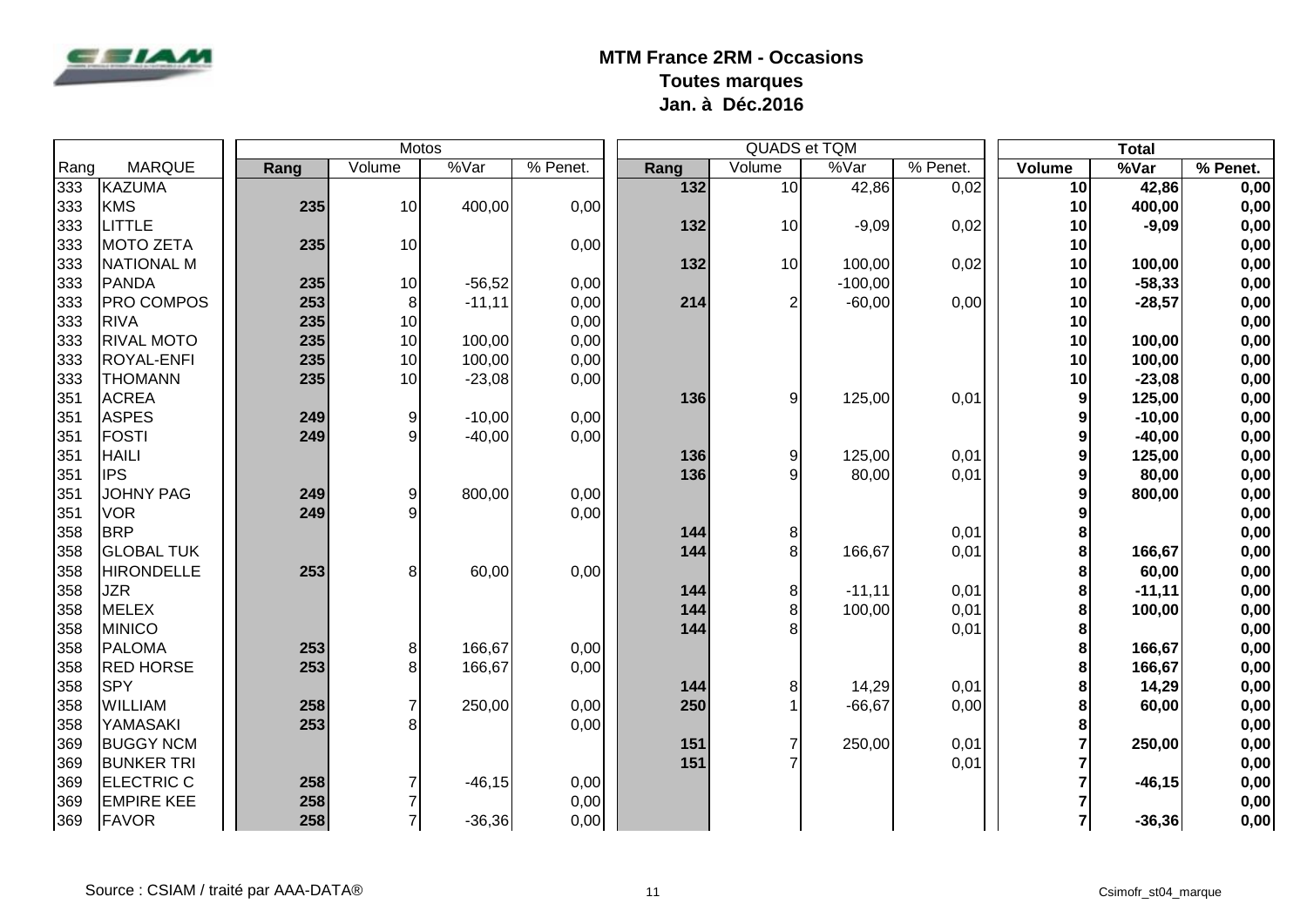# MTM France 2RM - Occasions
## Toutes marques
## Jan. à Déc.2016

| Rang | MARQUE | Motos | | | | QUADS et TQM | | | | Total | | |
|---|---|---|---|---|---|---|---|---|---|---|---|---|
| | | Rang | Volume | %Var | % Penet. | Rang | Volume | %Var | % Penet. | Volume | %Var | % Penet. |
| 333 | KAZUMA | | | | | 132 | 10 | 42,86 | 0,02 | 10 | 42,86 | 0,00 |
| 333 | KMS | 235 | 10 | 400,00 | 0,00 | | | | | 10 | 400,00 | 0,00 |
| 333 | LITTLE | | | | | 132 | 10 | -9,09 | 0,02 | 10 | -9,09 | 0,00 |
| 333 | MOTO ZETA | 235 | 10 | | 0,00 | | | | | 10 | | 0,00 |
| 333 | NATIONAL M | | | | | 132 | 10 | 100,00 | 0,02 | 10 | 100,00 | 0,00 |
| 333 | PANDA | 235 | 10 | -56,52 | 0,00 | | | -100,00 | | 10 | -58,33 | 0,00 |
| 333 | PRO COMPOS | 253 | 8 | -11,11 | 0,00 | 214 | 2 | -60,00 | 0,00 | 10 | -28,57 | 0,00 |
| 333 | RIVA | 235 | 10 | | 0,00 | | | | | 10 | | 0,00 |
| 333 | RIVAL MOTO | 235 | 10 | 100,00 | 0,00 | | | | | 10 | 100,00 | 0,00 |
| 333 | ROYAL-ENFI | 235 | 10 | 100,00 | 0,00 | | | | | 10 | 100,00 | 0,00 |
| 333 | THOMANN | 235 | 10 | -23,08 | 0,00 | | | | | 10 | -23,08 | 0,00 |
| 351 | ACREA | | | | | 136 | 9 | 125,00 | 0,01 | 9 | 125,00 | 0,00 |
| 351 | ASPES | 249 | 9 | -10,00 | 0,00 | | | | | 9 | -10,00 | 0,00 |
| 351 | FOSTI | 249 | 9 | -40,00 | 0,00 | | | | | 9 | -40,00 | 0,00 |
| 351 | HAILI | | | | | 136 | 9 | 125,00 | 0,01 | 9 | 125,00 | 0,00 |
| 351 | IPS | | | | | 136 | 9 | 80,00 | 0,01 | 9 | 80,00 | 0,00 |
| 351 | JOHNY PAG | 249 | 9 | 800,00 | 0,00 | | | | | 9 | 800,00 | 0,00 |
| 351 | VOR | 249 | 9 | | 0,00 | | | | | 9 | | 0,00 |
| 358 | BRP | | | | | 144 | 8 | | 0,01 | 8 | | 0,00 |
| 358 | GLOBAL TUK | | | | | 144 | 8 | 166,67 | 0,01 | 8 | 166,67 | 0,00 |
| 358 | HIRONDELLE | 253 | 8 | 60,00 | 0,00 | | | | | 8 | 60,00 | 0,00 |
| 358 | JZR | | | | | 144 | 8 | -11,11 | 0,01 | 8 | -11,11 | 0,00 |
| 358 | MELEX | | | | | 144 | 8 | 100,00 | 0,01 | 8 | 100,00 | 0,00 |
| 358 | MINICO | | | | | 144 | 8 | | 0,01 | 8 | | 0,00 |
| 358 | PALOMA | 253 | 8 | 166,67 | 0,00 | | | | | 8 | 166,67 | 0,00 |
| 358 | RED HORSE | 253 | 8 | 166,67 | 0,00 | | | | | 8 | 166,67 | 0,00 |
| 358 | SPY | | | | | 144 | 8 | 14,29 | 0,01 | 8 | 14,29 | 0,00 |
| 358 | WILLIAM | 258 | 7 | 250,00 | 0,00 | 250 | 1 | -66,67 | 0,00 | 8 | 60,00 | 0,00 |
| 358 | YAMASAKI | 253 | 8 | | 0,00 | | | | | 8 | | 0,00 |
| 369 | BUGGY NCM | | | | | 151 | 7 | 250,00 | 0,01 | 7 | 250,00 | 0,00 |
| 369 | BUNKER TRI | | | | | 151 | 7 | | 0,01 | 7 | | 0,00 |
| 369 | ELECTRIC C | 258 | 7 | -46,15 | 0,00 | | | | | 7 | -46,15 | 0,00 |
| 369 | EMPIRE KEE | 258 | 7 | | 0,00 | | | | | 7 | | 0,00 |
| 369 | FAVOR | 258 | 7 | -36,36 | 0,00 | | | | | 7 | -36,36 | 0,00 |

Source : CSIAM / traité par AAA-DATA®

Csimofr_st04_marque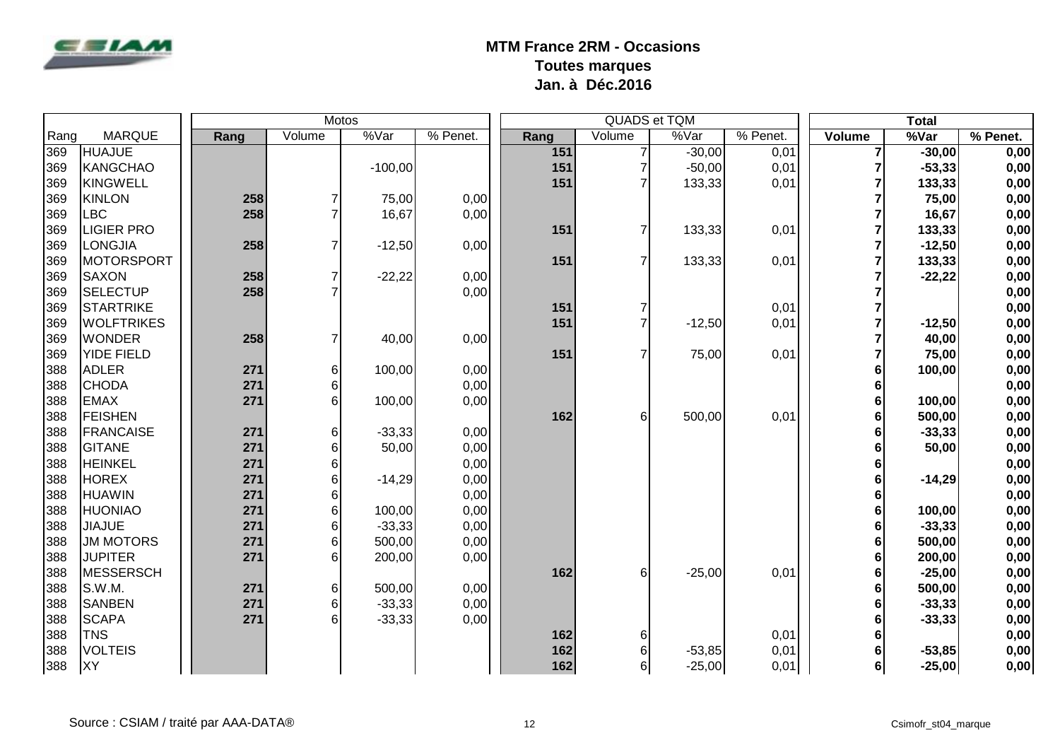**MTM France 2RM - Occasions**
**Toutes marques**
**Jan. à Déc.2016**

| Rang | MARQUE | Motos | | | | QUADS et TQM | | | | Total | | |
|---|---|---|---|---|---|---|---|---|---|---|---|---|
| | | Rang | Volume | %Var | % Penet. | Rang | Volume | %Var | % Penet. | Volume | %Var | % Penet. |
| 369 | HUAJUE | | | | | 151 | 7 | -30,00 | 0,01 | 7 | -30,00 | 0,00 |
| 369 | KANGCHAO | | | -100,00 | | 151 | 7 | -50,00 | 0,01 | 7 | -53,33 | 0,00 |
| 369 | KINGWELL | | | | | 151 | 7 | 133,33 | 0,01 | 7 | 133,33 | 0,00 |
| 369 | KINLON | 258 | 7 | 75,00 | 0,00 | | | | | 7 | 75,00 | 0,00 |
| 369 | LBC | 258 | 7 | 16,67 | 0,00 | | | | | 7 | 16,67 | 0,00 |
| 369 | LIGIER PRO | | | | | 151 | 7 | 133,33 | 0,01 | 7 | 133,33 | 0,00 |
| 369 | LONGJIA | 258 | 7 | -12,50 | 0,00 | | | | | 7 | -12,50 | 0,00 |
| 369 | MOTORSPORT | | | | | 151 | 7 | 133,33 | 0,01 | 7 | 133,33 | 0,00 |
| 369 | SAXON | 258 | 7 | -22,22 | 0,00 | | | | | 7 | -22,22 | 0,00 |
| 369 | SELECTUP | 258 | 7 | | 0,00 | | | | | 7 | | 0,00 |
| 369 | STARTRIKE | | | | | 151 | 7 | | 0,01 | 7 | | 0,00 |
| 369 | WOLFTRIKES | | | | | 151 | 7 | -12,50 | 0,01 | 7 | -12,50 | 0,00 |
| 369 | WONDER | 258 | 7 | 40,00 | 0,00 | | | | | 7 | 40,00 | 0,00 |
| 369 | YIDE FIELD | | | | | 151 | 7 | 75,00 | 0,01 | 7 | 75,00 | 0,00 |
| 388 | ADLER | 271 | 6 | 100,00 | 0,00 | | | | | 6 | 100,00 | 0,00 |
| 388 | CHODA | 271 | 6 | | 0,00 | | | | | 6 | | 0,00 |
| 388 | EMAX | 271 | 6 | 100,00 | 0,00 | | | | | 6 | 100,00 | 0,00 |
| 388 | FEISHEN | | | | | 162 | 6 | 500,00 | 0,01 | 6 | 500,00 | 0,00 |
| 388 | FRANCAISE | 271 | 6 | -33,33 | 0,00 | | | | | 6 | -33,33 | 0,00 |
| 388 | GITANE | 271 | 6 | 50,00 | 0,00 | | | | | 6 | 50,00 | 0,00 |
| 388 | HEINKEL | 271 | 6 | | 0,00 | | | | | 6 | | 0,00 |
| 388 | HOREX | 271 | 6 | -14,29 | 0,00 | | | | | 6 | -14,29 | 0,00 |
| 388 | HUAWIN | 271 | 6 | | 0,00 | | | | | 6 | | 0,00 |
| 388 | HUONIAO | 271 | 6 | 100,00 | 0,00 | | | | | 6 | 100,00 | 0,00 |
| 388 | JIAJUE | 271 | 6 | -33,33 | 0,00 | | | | | 6 | -33,33 | 0,00 |
| 388 | JM MOTORS | 271 | 6 | 500,00 | 0,00 | | | | | 6 | 500,00 | 0,00 |
| 388 | JUPITER | 271 | 6 | 200,00 | 0,00 | | | | | 6 | 200,00 | 0,00 |
| 388 | MESSERSCH | | | | | 162 | 6 | -25,00 | 0,01 | 6 | -25,00 | 0,00 |
| 388 | S.W.M. | 271 | 6 | 500,00 | 0,00 | | | | | 6 | 500,00 | 0,00 |
| 388 | SANBEN | 271 | 6 | -33,33 | 0,00 | | | | | 6 | -33,33 | 0,00 |
| 388 | SCAPA | 271 | 6 | -33,33 | 0,00 | | | | | 6 | -33,33 | 0,00 |
| 388 | TNS | | | | | 162 | 6 | | 0,01 | 6 | | 0,00 |
| 388 | VOLTEIS | | | | | 162 | 6 | -53,85 | 0,01 | 6 | -53,85 | 0,00 |
| 388 | XY | | | | | 162 | 6 | -25,00 | 0,01 | 6 | -25,00 | 0,00 |

Source : CSIAM / traité par AAA-DATA®

Csimofr_st04_marque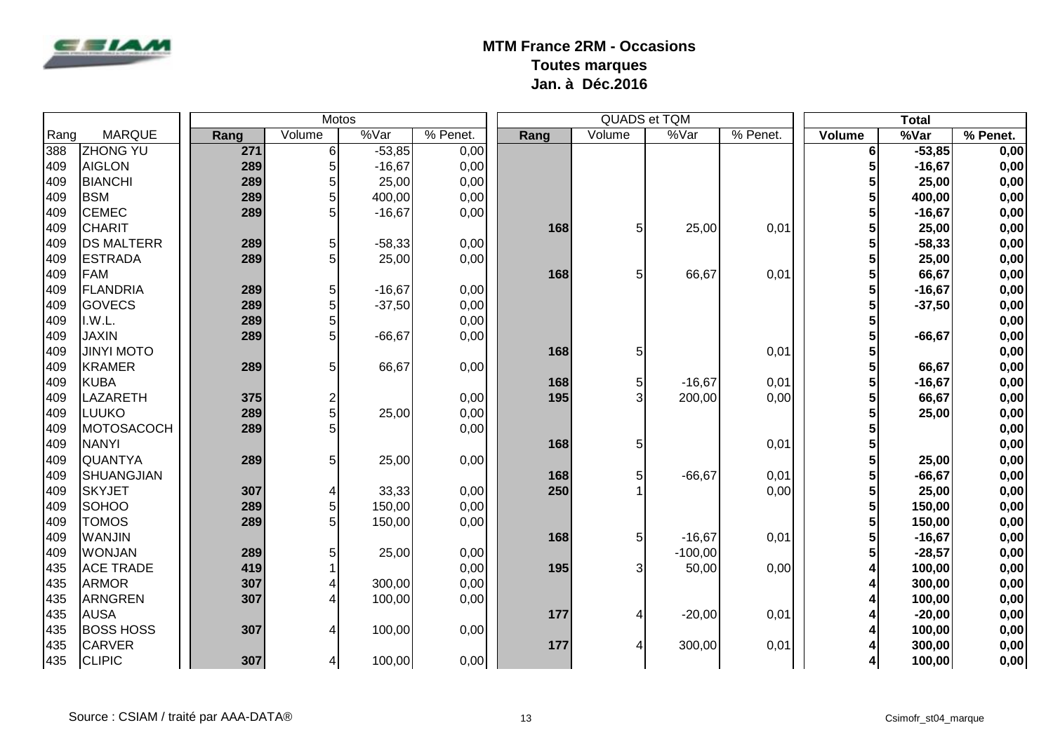# MTM France 2RM - Occasions
## Toutes marques
## Jan. à Déc.2016

| | | Motos | | | | QUADS et TQM | | | | Total | | |
|---|---|---|---|---|---|---|---|---|---|---|---|---|
| Rang | MARQUE | Rang | Volume | %Var | % Penet. | Rang | Volume | %Var | % Penet. | Volume | %Var | % Penet. |
| 388 | ZHONG YU | 271 | 6 | -53,85 | 0,00 | | | | | 6 | -53,85 | 0,00 |
| 409 | AIGLON | 289 | 5 | -16,67 | 0,00 | | | | | 5 | -16,67 | 0,00 |
| 409 | BIANCHI | 289 | 5 | 25,00 | 0,00 | | | | | 5 | 25,00 | 0,00 |
| 409 | BSM | 289 | 5 | 400,00 | 0,00 | | | | | 5 | 400,00 | 0,00 |
| 409 | CEMEC | 289 | 5 | -16,67 | 0,00 | | | | | 5 | -16,67 | 0,00 |
| 409 | CHARIT | | | | | 168 | 5 | 25,00 | 0,01 | 5 | 25,00 | 0,00 |
| 409 | DS MALTERR | 289 | 5 | -58,33 | 0,00 | | | | | 5 | -58,33 | 0,00 |
| 409 | ESTRADA | 289 | 5 | 25,00 | 0,00 | | | | | 5 | 25,00 | 0,00 |
| 409 | FAM | | | | | 168 | 5 | 66,67 | 0,01 | 5 | 66,67 | 0,00 |
| 409 | FLANDRIA | 289 | 5 | -16,67 | 0,00 | | | | | 5 | -16,67 | 0,00 |
| 409 | GOVECS | 289 | 5 | -37,50 | 0,00 | | | | | 5 | -37,50 | 0,00 |
| 409 | I.W.L. | 289 | 5 | | 0,00 | | | | | 5 | | 0,00 |
| 409 | JAXIN | 289 | 5 | -66,67 | 0,00 | | | | | 5 | -66,67 | 0,00 |
| 409 | JINYI MOTO | | | | | 168 | 5 | | 0,01 | 5 | | 0,00 |
| 409 | KRAMER | 289 | 5 | 66,67 | 0,00 | | | | | 5 | 66,67 | 0,00 |
| 409 | KUBA | | | | | 168 | 5 | -16,67 | 0,01 | 5 | -16,67 | 0,00 |
| 409 | LAZARETH | 375 | 2 | | 0,00 | 195 | 3 | 200,00 | 0,00 | 5 | 66,67 | 0,00 |
| 409 | LUUKO | 289 | 5 | 25,00 | 0,00 | | | | | 5 | 25,00 | 0,00 |
| 409 | MOTOSACOCH | 289 | 5 | | 0,00 | | | | | 5 | | 0,00 |
| 409 | NANYI | | | | | 168 | 5 | | 0,01 | 5 | | 0,00 |
| 409 | QUANTYA | 289 | 5 | 25,00 | 0,00 | | | | | 5 | 25,00 | 0,00 |
| 409 | SHUANGJIAN | | | | | 168 | 5 | -66,67 | 0,01 | 5 | -66,67 | 0,00 |
| 409 | SKYJET | 307 | 4 | 33,33 | 0,00 | 250 | 1 | | 0,00 | 5 | 25,00 | 0,00 |
| 409 | SOHOO | 289 | 5 | 150,00 | 0,00 | | | | | 5 | 150,00 | 0,00 |
| 409 | TOMOS | 289 | 5 | 150,00 | 0,00 | | | | | 5 | 150,00 | 0,00 |
| 409 | WANJIN | | | | | 168 | 5 | -16,67 | 0,01 | 5 | -16,67 | 0,00 |
| 409 | WONJAN | 289 | 5 | 25,00 | 0,00 | | | -100,00 | | 5 | -28,57 | 0,00 |
| 435 | ACE TRADE | 419 | 1 | | 0,00 | 195 | 3 | 50,00 | 0,00 | 4 | 100,00 | 0,00 |
| 435 | ARMOR | 307 | 4 | 300,00 | 0,00 | | | | | 4 | 300,00 | 0,00 |
| 435 | ARNGREN | 307 | 4 | 100,00 | 0,00 | | | | | 4 | 100,00 | 0,00 |
| 435 | AUSA | | | | | 177 | 4 | -20,00 | 0,01 | 4 | -20,00 | 0,00 |
| 435 | BOSS HOSS | 307 | 4 | 100,00 | 0,00 | | | | | 4 | 100,00 | 0,00 |
| 435 | CARVER | | | | | 177 | 4 | 300,00 | 0,01 | 4 | 300,00 | 0,00 |
| 435 | CLIPIC | 307 | 4 | 100,00 | 0,00 | | | | | 4 | 100,00 | 0,00 |

Source : CSIAM / traité par AAA-DATA®

Csimofr_st04_marque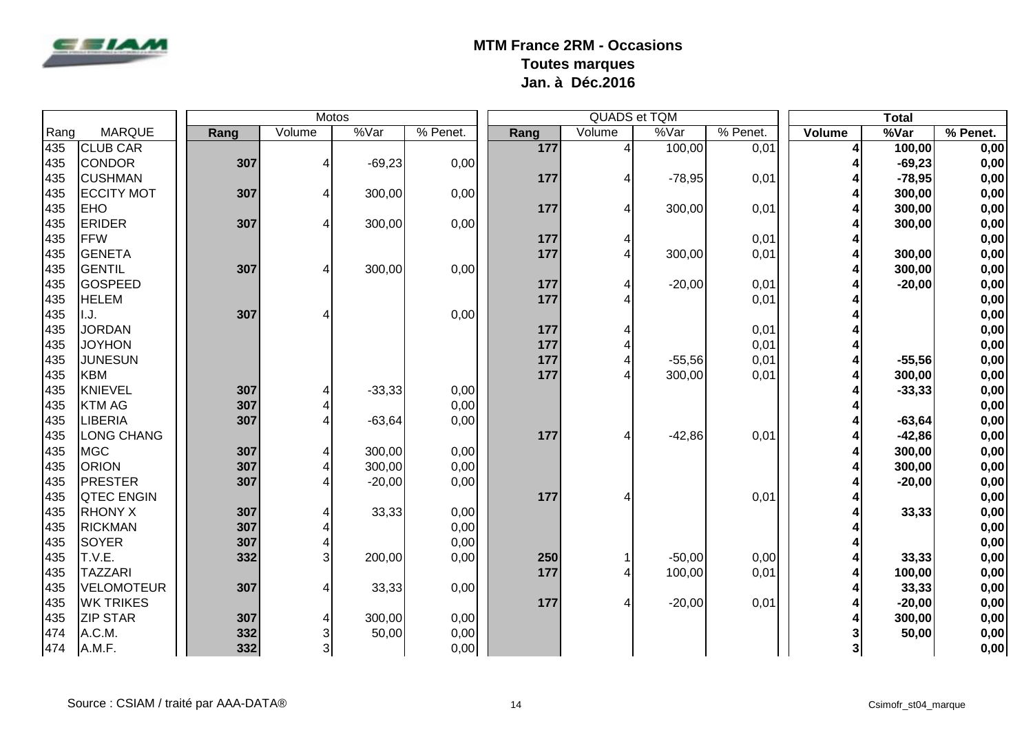# MTM France 2RM - Occasions
## Toutes marques
## Jan. à Déc.2016

| | | Motos | | | | QUADS et TQM | | | | Total | | |
|---|---|---|---|---|---|---|---|---|---|---|---|---|
| Rang | MARQUE | Rang | Volume | %Var | % Penet. | Rang | Volume | %Var | % Penet. | Volume | %Var | % Penet. |
| 435 | CLUB CAR | | | | | 177 | 4 | 100,00 | 0,01 | 4 | 100,00 | 0,00 |
| 435 | CONDOR | 307 | 4 | -69,23 | 0,00 | | | | | 4 | -69,23 | 0,00 |
| 435 | CUSHMAN | | | | | 177 | 4 | -78,95 | 0,01 | 4 | -78,95 | 0,00 |
| 435 | ECCITY MOT | 307 | 4 | 300,00 | 0,00 | | | | | 4 | 300,00 | 0,00 |
| 435 | EHO | | | | | 177 | 4 | 300,00 | 0,01 | 4 | 300,00 | 0,00 |
| 435 | ERIDER | 307 | 4 | 300,00 | 0,00 | | | | | 4 | 300,00 | 0,00 |
| 435 | FFW | | | | | 177 | 4 | | 0,01 | 4 | | 0,00 |
| 435 | GENETA | | | | | 177 | 4 | 300,00 | 0,01 | 4 | 300,00 | 0,00 |
| 435 | GENTIL | 307 | 4 | 300,00 | 0,00 | | | | | 4 | 300,00 | 0,00 |
| 435 | GOSPEED | | | | | 177 | 4 | -20,00 | 0,01 | 4 | -20,00 | 0,00 |
| 435 | HELEM | | | | | 177 | 4 | | 0,01 | 4 | | 0,00 |
| 435 | I.J. | 307 | 4 | | 0,00 | | | | | 4 | | 0,00 |
| 435 | JORDAN | | | | | 177 | 4 | | 0,01 | 4 | | 0,00 |
| 435 | JOYHON | | | | | 177 | 4 | | 0,01 | 4 | | 0,00 |
| 435 | JUNESUN | | | | | 177 | 4 | -55,56 | 0,01 | 4 | -55,56 | 0,00 |
| 435 | KBM | | | | | 177 | 4 | 300,00 | 0,01 | 4 | 300,00 | 0,00 |
| 435 | KNIEVEL | 307 | 4 | -33,33 | 0,00 | | | | | 4 | -33,33 | 0,00 |
| 435 | KTM AG | 307 | 4 | | 0,00 | | | | | 4 | | 0,00 |
| 435 | LIBERIA | 307 | 4 | -63,64 | 0,00 | | | | | 4 | -63,64 | 0,00 |
| 435 | LONG CHANG | | | | | 177 | 4 | -42,86 | 0,01 | 4 | -42,86 | 0,00 |
| 435 | MGC | 307 | 4 | 300,00 | 0,00 | | | | | 4 | 300,00 | 0,00 |
| 435 | ORION | 307 | 4 | 300,00 | 0,00 | | | | | 4 | 300,00 | 0,00 |
| 435 | PRESTER | 307 | 4 | -20,00 | 0,00 | | | | | 4 | -20,00 | 0,00 |
| 435 | QTEC ENGIN | | | | | 177 | 4 | | 0,01 | 4 | | 0,00 |
| 435 | RHONY X | 307 | 4 | 33,33 | 0,00 | | | | | 4 | 33,33 | 0,00 |
| 435 | RICKMAN | 307 | 4 | | 0,00 | | | | | 4 | | 0,00 |
| 435 | SOYER | 307 | 4 | | 0,00 | | | | | 4 | | 0,00 |
| 435 | T.V.E. | 332 | 3 | 200,00 | 0,00 | 250 | 1 | -50,00 | 0,00 | 4 | 33,33 | 0,00 |
| 435 | TAZZARI | | | | | 177 | 4 | 100,00 | 0,01 | 4 | 100,00 | 0,00 |
| 435 | VELOMOTEUR | 307 | 4 | 33,33 | 0,00 | | | | | 4 | 33,33 | 0,00 |
| 435 | WK TRIKES | | | | | 177 | 4 | -20,00 | 0,01 | 4 | -20,00 | 0,00 |
| 435 | ZIP STAR | 307 | 4 | 300,00 | 0,00 | | | | | 4 | 300,00 | 0,00 |
| 474 | A.C.M. | 332 | 3 | 50,00 | 0,00 | | | | | 3 | 50,00 | 0,00 |
| 474 | A.M.F. | 332 | 3 | | 0,00 | | | | | 3 | | 0,00 |

Source : CSIAM / traité par AAA-DATA®

Csimofr_st04_marque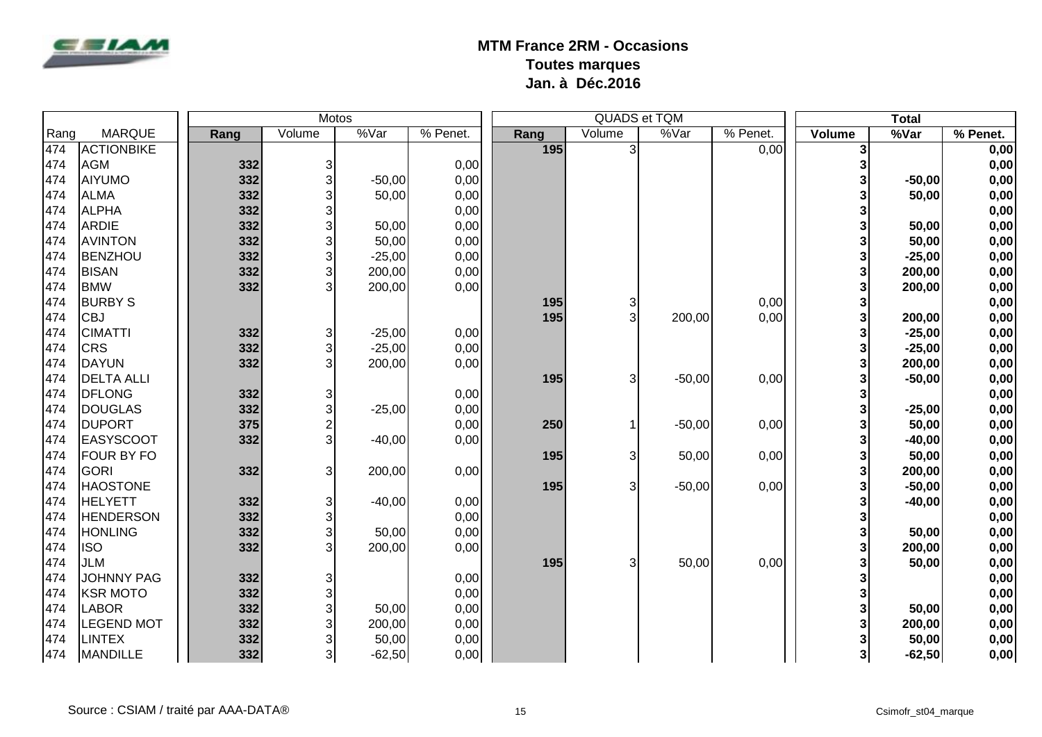# MTM France 2RM - Occasions
## Toutes marques
## Jan. à Déc.2016

| Rang | MARQUE | Motos | | | | QUADS et TQM | | | | Total | | |
|---|---|---|---|---|---|---|---|---|---|---|---|---|
| | | Rang | Volume | %Var | % Penet. | Rang | Volume | %Var | % Penet. | Volume | %Var | % Penet. |
| 474 | ACTIONBIKE | | | | | 195 | 3 | | 0,00 | 3 | | 0,00 |
| 474 | AGM | 332 | 3 | | 0,00 | | | | | 3 | | 0,00 |
| 474 | AIYUMO | 332 | 3 | -50,00 | 0,00 | | | | | 3 | -50,00 | 0,00 |
| 474 | ALMA | 332 | 3 | 50,00 | 0,00 | | | | | 3 | 50,00 | 0,00 |
| 474 | ALPHA | 332 | 3 | | 0,00 | | | | | 3 | | 0,00 |
| 474 | ARDIE | 332 | 3 | 50,00 | 0,00 | | | | | 3 | 50,00 | 0,00 |
| 474 | AVINTON | 332 | 3 | 50,00 | 0,00 | | | | | 3 | 50,00 | 0,00 |
| 474 | BENZHOU | 332 | 3 | -25,00 | 0,00 | | | | | 3 | -25,00 | 0,00 |
| 474 | BISAN | 332 | 3 | 200,00 | 0,00 | | | | | 3 | 200,00 | 0,00 |
| 474 | BMW | 332 | 3 | 200,00 | 0,00 | | | | | 3 | 200,00 | 0,00 |
| 474 | BURBY S | | | | | 195 | 3 | | 0,00 | 3 | | 0,00 |
| 474 | CBJ | | | | | 195 | 3 | 200,00 | 0,00 | 3 | 200,00 | 0,00 |
| 474 | CIMATTI | 332 | 3 | -25,00 | 0,00 | | | | | 3 | -25,00 | 0,00 |
| 474 | CRS | 332 | 3 | -25,00 | 0,00 | | | | | 3 | -25,00 | 0,00 |
| 474 | DAYUN | 332 | 3 | 200,00 | 0,00 | | | | | 3 | 200,00 | 0,00 |
| 474 | DELTA ALLI | | | | | 195 | 3 | -50,00 | 0,00 | 3 | -50,00 | 0,00 |
| 474 | DFLONG | 332 | 3 | | 0,00 | | | | | 3 | | 0,00 |
| 474 | DOUGLAS | 332 | 3 | -25,00 | 0,00 | | | | | 3 | -25,00 | 0,00 |
| 474 | DUPORT | 375 | 2 | | 0,00 | 250 | 1 | -50,00 | 0,00 | 3 | 50,00 | 0,00 |
| 474 | EASYSCOOT | 332 | 3 | -40,00 | 0,00 | | | | | 3 | -40,00 | 0,00 |
| 474 | FOUR BY FO | | | | | 195 | 3 | 50,00 | 0,00 | 3 | 50,00 | 0,00 |
| 474 | GORI | 332 | 3 | 200,00 | 0,00 | | | | | 3 | 200,00 | 0,00 |
| 474 | HAOSTONE | | | | | 195 | 3 | -50,00 | 0,00 | 3 | -50,00 | 0,00 |
| 474 | HELYETT | 332 | 3 | -40,00 | 0,00 | | | | | 3 | -40,00 | 0,00 |
| 474 | HENDERSON | 332 | 3 | | 0,00 | | | | | 3 | | 0,00 |
| 474 | HONLING | 332 | 3 | 50,00 | 0,00 | | | | | 3 | 50,00 | 0,00 |
| 474 | ISO | 332 | 3 | 200,00 | 0,00 | | | | | 3 | 200,00 | 0,00 |
| 474 | JLM | | | | | 195 | 3 | 50,00 | 0,00 | 3 | 50,00 | 0,00 |
| 474 | JOHNNY PAG | 332 | 3 | | 0,00 | | | | | 3 | | 0,00 |
| 474 | KSR MOTO | 332 | 3 | | 0,00 | | | | | 3 | | 0,00 |
| 474 | LABOR | 332 | 3 | 50,00 | 0,00 | | | | | 3 | 50,00 | 0,00 |
| 474 | LEGEND MOT | 332 | 3 | 200,00 | 0,00 | | | | | 3 | 200,00 | 0,00 |
| 474 | LINTEX | 332 | 3 | 50,00 | 0,00 | | | | | 3 | 50,00 | 0,00 |
| 474 | MANDILLE | 332 | 3 | -62,50 | 0,00 | | | | | 3 | -62,50 | 0,00 |

Source : CSIAM / traité par AAA-DATA®

Csimofr_st04_marque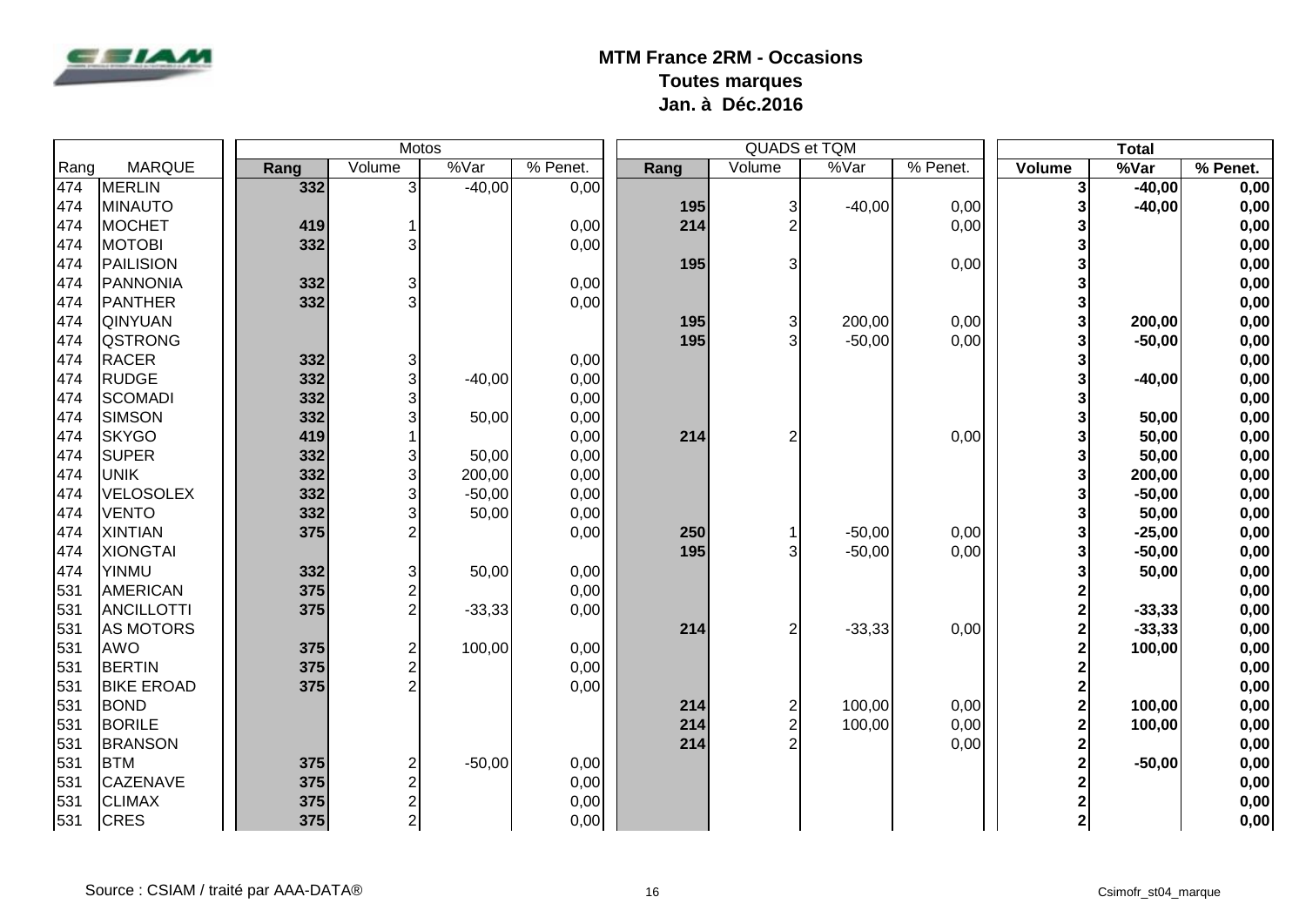# MTM France 2RM - Occasions
## Toutes marques
## Jan. à Déc.2016

| | | Motos | | | | QUADS et TQM | | | | Total | | |
|---|---|---|---|---|---|---|---|---|---|---|---|---|
| Rang | MARQUE | Rang | Volume | %Var | % Penet. | Rang | Volume | %Var | % Penet. | Volume | %Var | % Penet. |
| 474 | MERLIN | 332 | 3 | -40,00 | 0,00 | | | | | 3 | -40,00 | 0,00 |
| 474 | MINAUTO | | | | | 195 | 3 | -40,00 | 0,00 | 3 | -40,00 | 0,00 |
| 474 | MOCHET | 419 | 1 | | 0,00 | 214 | 2 | | 0,00 | 3 | | 0,00 |
| 474 | MOTOBI | 332 | 3 | | 0,00 | | | | | 3 | | 0,00 |
| 474 | PAILISION | | | | | 195 | 3 | | 0,00 | 3 | | 0,00 |
| 474 | PANNONIA | 332 | 3 | | 0,00 | | | | | 3 | | 0,00 |
| 474 | PANTHER | 332 | 3 | | 0,00 | | | | | 3 | | 0,00 |
| 474 | QINYUAN | | | | | 195 | 3 | 200,00 | 0,00 | 3 | 200,00 | 0,00 |
| 474 | QSTRONG | | | | | 195 | 3 | -50,00 | 0,00 | 3 | -50,00 | 0,00 |
| 474 | RACER | 332 | 3 | | 0,00 | | | | | 3 | | 0,00 |
| 474 | RUDGE | 332 | 3 | -40,00 | 0,00 | | | | | 3 | -40,00 | 0,00 |
| 474 | SCOMADI | 332 | 3 | | 0,00 | | | | | 3 | | 0,00 |
| 474 | SIMSON | 332 | 3 | 50,00 | 0,00 | | | | | 3 | 50,00 | 0,00 |
| 474 | SKYGO | 419 | 1 | | 0,00 | 214 | 2 | | 0,00 | 3 | 50,00 | 0,00 |
| 474 | SUPER | 332 | 3 | 50,00 | 0,00 | | | | | 3 | 50,00 | 0,00 |
| 474 | UNIK | 332 | 3 | 200,00 | 0,00 | | | | | 3 | 200,00 | 0,00 |
| 474 | VELOSOLEX | 332 | 3 | -50,00 | 0,00 | | | | | 3 | -50,00 | 0,00 |
| 474 | VENTO | 332 | 3 | 50,00 | 0,00 | | | | | 3 | 50,00 | 0,00 |
| 474 | XINTIAN | 375 | 2 | | 0,00 | 250 | 1 | -50,00 | 0,00 | 3 | -25,00 | 0,00 |
| 474 | XIONGTAI | | | | | 195 | 3 | -50,00 | 0,00 | 3 | -50,00 | 0,00 |
| 474 | YINMU | 332 | 3 | 50,00 | 0,00 | | | | | 3 | 50,00 | 0,00 |
| 531 | AMERICAN | 375 | 2 | | 0,00 | | | | | 2 | | 0,00 |
| 531 | ANCILLOTTI | 375 | 2 | -33,33 | 0,00 | | | | | 2 | -33,33 | 0,00 |
| 531 | AS MOTORS | | | | | 214 | 2 | -33,33 | 0,00 | 2 | -33,33 | 0,00 |
| 531 | AWO | 375 | 2 | 100,00 | 0,00 | | | | | 2 | 100,00 | 0,00 |
| 531 | BERTIN | 375 | 2 | | 0,00 | | | | | 2 | | 0,00 |
| 531 | BIKE EROAD | 375 | 2 | | 0,00 | | | | | 2 | | 0,00 |
| 531 | BOND | | | | | 214 | 2 | 100,00 | 0,00 | 2 | 100,00 | 0,00 |
| 531 | BORILE | | | | | 214 | 2 | 100,00 | 0,00 | 2 | 100,00 | 0,00 |
| 531 | BRANSON | | | | | 214 | 2 | | 0,00 | 2 | | 0,00 |
| 531 | BTM | 375 | 2 | -50,00 | 0,00 | | | | | 2 | -50,00 | 0,00 |
| 531 | CAZENAVE | 375 | 2 | | 0,00 | | | | | 2 | | 0,00 |
| 531 | CLIMAX | 375 | 2 | | 0,00 | | | | | 2 | | 0,00 |
| 531 | CRES | 375 | 2 | | 0,00 | | | | | 2 | | 0,00 |

Source : CSIAM / traité par AAA-DATA®

Csimofr_st04_marque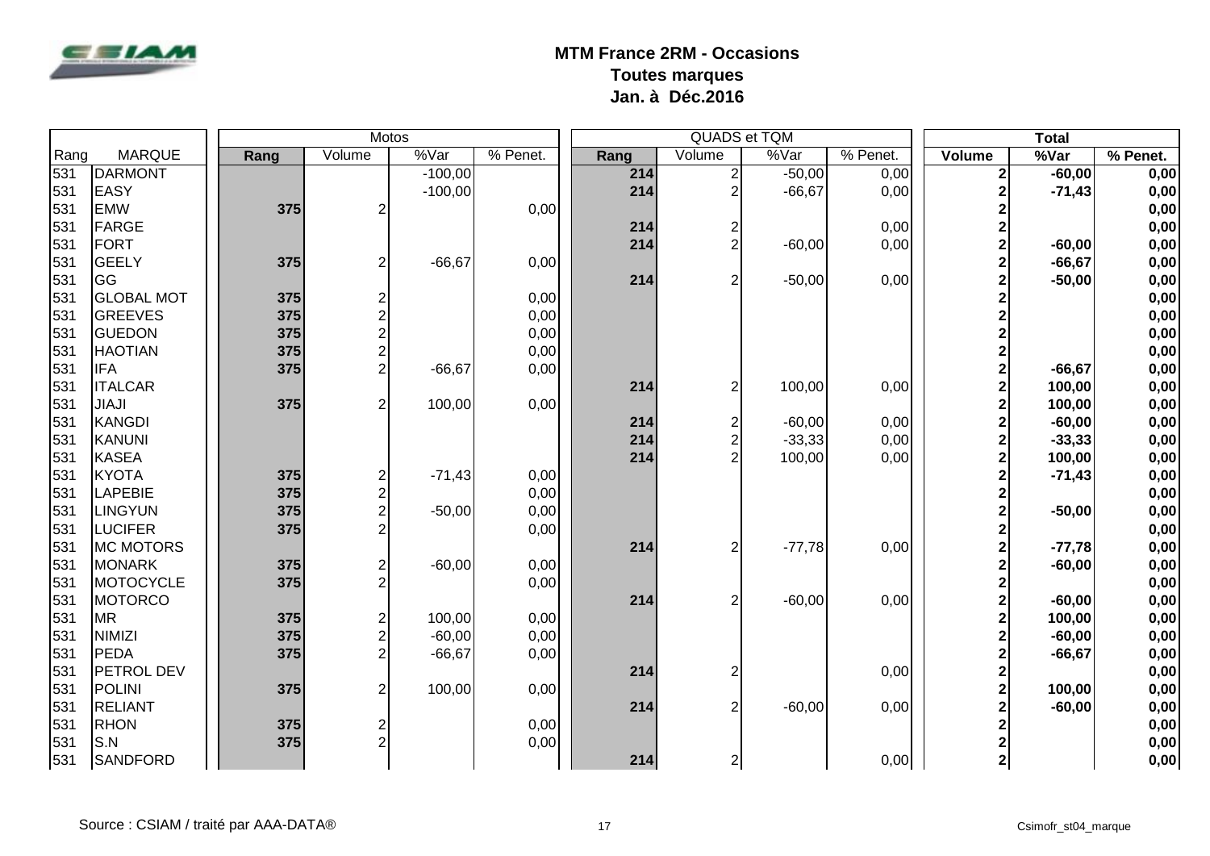# MTM France 2RM - Occasions
## Toutes marques
## Jan. à Déc.2016

| | | Motos | | | | QUADS et TQM | | | | Total | | |
|---|---|---|---|---|---|---|---|---|---|---|---|---|
| Rang | MARQUE | Rang | Volume | %Var | % Penet. | Rang | Volume | %Var | % Penet. | Volume | %Var | % Penet. |
| 531 | DARMONT | | | -100,00 | | 214 | 2 | -50,00 | 0,00 | 2 | -60,00 | 0,00 |
| 531 | EASY | | | -100,00 | | 214 | 2 | -66,67 | 0,00 | 2 | -71,43 | 0,00 |
| 531 | EMW | 375 | 2 | | 0,00 | | | | | 2 | | 0,00 |
| 531 | FARGE | | | | | 214 | 2 | | 0,00 | 2 | | 0,00 |
| 531 | FORT | | | | | 214 | 2 | -60,00 | 0,00 | 2 | -60,00 | 0,00 |
| 531 | GEELY | 375 | 2 | -66,67 | 0,00 | | | | | 2 | -66,67 | 0,00 |
| 531 | GG | | | | | 214 | 2 | -50,00 | 0,00 | 2 | -50,00 | 0,00 |
| 531 | GLOBAL MOT | 375 | 2 | | 0,00 | | | | | 2 | | 0,00 |
| 531 | GREEVES | 375 | 2 | | 0,00 | | | | | 2 | | 0,00 |
| 531 | GUEDON | 375 | 2 | | 0,00 | | | | | 2 | | 0,00 |
| 531 | HAOTIAN | 375 | 2 | | 0,00 | | | | | 2 | | 0,00 |
| 531 | IFA | 375 | 2 | -66,67 | 0,00 | | | | | 2 | -66,67 | 0,00 |
| 531 | ITALCAR | | | | | 214 | 2 | 100,00 | 0,00 | 2 | 100,00 | 0,00 |
| 531 | JIAJI | 375 | 2 | 100,00 | 0,00 | | | | | 2 | 100,00 | 0,00 |
| 531 | KANGDI | | | | | 214 | 2 | -60,00 | 0,00 | 2 | -60,00 | 0,00 |
| 531 | KANUNI | | | | | 214 | 2 | -33,33 | 0,00 | 2 | -33,33 | 0,00 |
| 531 | KASEA | | | | | 214 | 2 | 100,00 | 0,00 | 2 | 100,00 | 0,00 |
| 531 | KYOTA | 375 | 2 | -71,43 | 0,00 | | | | | 2 | -71,43 | 0,00 |
| 531 | LAPEBIE | 375 | 2 | | 0,00 | | | | | 2 | | 0,00 |
| 531 | LINGYUN | 375 | 2 | -50,00 | 0,00 | | | | | 2 | -50,00 | 0,00 |
| 531 | LUCIFER | 375 | 2 | | 0,00 | | | | | 2 | | 0,00 |
| 531 | MC MOTORS | | | | | 214 | 2 | -77,78 | 0,00 | 2 | -77,78 | 0,00 |
| 531 | MONARK | 375 | 2 | -60,00 | 0,00 | | | | | 2 | -60,00 | 0,00 |
| 531 | MOTOCYCLE | 375 | 2 | | 0,00 | | | | | 2 | | 0,00 |
| 531 | MOTORCO | | | | | 214 | 2 | -60,00 | 0,00 | 2 | -60,00 | 0,00 |
| 531 | MR | 375 | 2 | 100,00 | 0,00 | | | | | 2 | 100,00 | 0,00 |
| 531 | NIMIZI | 375 | 2 | -60,00 | 0,00 | | | | | 2 | -60,00 | 0,00 |
| 531 | PEDA | 375 | 2 | -66,67 | 0,00 | | | | | 2 | -66,67 | 0,00 |
| 531 | PETROL DEV | | | | | 214 | 2 | | 0,00 | 2 | | 0,00 |
| 531 | POLINI | 375 | 2 | 100,00 | 0,00 | | | | | 2 | 100,00 | 0,00 |
| 531 | RELIANT | | | | | 214 | 2 | -60,00 | 0,00 | 2 | -60,00 | 0,00 |
| 531 | RHON | 375 | 2 | | 0,00 | | | | | 2 | | 0,00 |
| 531 | S.N | 375 | 2 | | 0,00 | | | | | 2 | | 0,00 |
| 531 | SANDFORD | | | | | 214 | 2 | | 0,00 | 2 | | 0,00 |

Source : CSIAM / traité par AAA-DATA®

Csimofr_st04_marque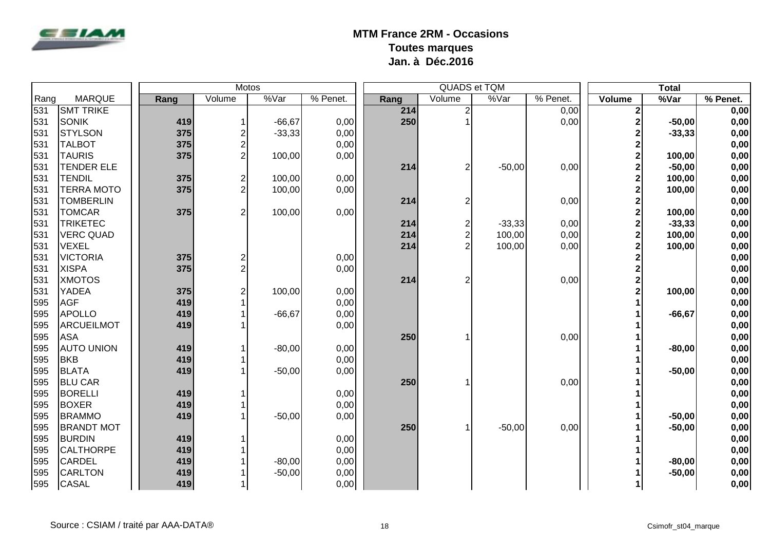# MTM France 2RM - Occasions
## Toutes marques
## Jan. à Déc.2016

| Rang | MARQUE | Motos | | | | QUADS et TQM | | | | Total | | |
|---|---|---|---|---|---|---|---|---|---|---|---|---|
| | | Rang | Volume | %Var | % Penet. | Rang | Volume | %Var | % Penet. | Volume | %Var | % Penet. |
| 531 | SMT TRIKE | | | | | 214 | 2 | | 0,00 | 2 | | 0,00 |
| 531 | SONIK | 419 | 1 | -66,67 | 0,00 | 250 | 1 | | 0,00 | 2 | -50,00 | 0,00 |
| 531 | STYLSON | 375 | 2 | -33,33 | 0,00 | | | | | 2 | -33,33 | 0,00 |
| 531 | TALBOT | 375 | 2 | | 0,00 | | | | | 2 | | 0,00 |
| 531 | TAURIS | 375 | 2 | 100,00 | 0,00 | | | | | 2 | 100,00 | 0,00 |
| 531 | TENDER ELE | | | | | 214 | 2 | -50,00 | 0,00 | 2 | -50,00 | 0,00 |
| 531 | TENDIL | 375 | 2 | 100,00 | 0,00 | | | | | 2 | 100,00 | 0,00 |
| 531 | TERRA MOTO | 375 | 2 | 100,00 | 0,00 | | | | | 2 | 100,00 | 0,00 |
| 531 | TOMBERLIN | | | | | 214 | 2 | | 0,00 | 2 | | 0,00 |
| 531 | TOMCAR | 375 | 2 | 100,00 | 0,00 | | | | | 2 | 100,00 | 0,00 |
| 531 | TRIKETEC | | | | | 214 | 2 | -33,33 | 0,00 | 2 | -33,33 | 0,00 |
| 531 | VERC QUAD | | | | | 214 | 2 | 100,00 | 0,00 | 2 | 100,00 | 0,00 |
| 531 | VEXEL | | | | | 214 | 2 | 100,00 | 0,00 | 2 | 100,00 | 0,00 |
| 531 | VICTORIA | 375 | 2 | | 0,00 | | | | | 2 | | 0,00 |
| 531 | XISPA | 375 | 2 | | 0,00 | | | | | 2 | | 0,00 |
| 531 | XMOTOS | | | | | 214 | 2 | | 0,00 | 2 | | 0,00 |
| 531 | YADEA | 375 | 2 | 100,00 | 0,00 | | | | | 2 | 100,00 | 0,00 |
| 595 | AGF | 419 | 1 | | 0,00 | | | | | 1 | | 0,00 |
| 595 | APOLLO | 419 | 1 | -66,67 | 0,00 | | | | | 1 | -66,67 | 0,00 |
| 595 | ARCUEILMOT | 419 | 1 | | 0,00 | | | | | 1 | | 0,00 |
| 595 | ASA | | | | | 250 | 1 | | 0,00 | 1 | | 0,00 |
| 595 | AUTO UNION | 419 | 1 | -80,00 | 0,00 | | | | | 1 | -80,00 | 0,00 |
| 595 | BKB | 419 | 1 | | 0,00 | | | | | 1 | | 0,00 |
| 595 | BLATA | 419 | 1 | -50,00 | 0,00 | | | | | 1 | -50,00 | 0,00 |
| 595 | BLU CAR | | | | | 250 | 1 | | 0,00 | 1 | | 0,00 |
| 595 | BORELLI | 419 | 1 | | 0,00 | | | | | 1 | | 0,00 |
| 595 | BOXER | 419 | 1 | | 0,00 | | | | | 1 | | 0,00 |
| 595 | BRAMMO | 419 | 1 | -50,00 | 0,00 | | | | | 1 | -50,00 | 0,00 |
| 595 | BRANDT MOT | | | | | 250 | 1 | -50,00 | 0,00 | 1 | -50,00 | 0,00 |
| 595 | BURDIN | 419 | 1 | | 0,00 | | | | | 1 | | 0,00 |
| 595 | CALTHORPE | 419 | 1 | | 0,00 | | | | | 1 | | 0,00 |
| 595 | CARDEL | 419 | 1 | -80,00 | 0,00 | | | | | 1 | -80,00 | 0,00 |
| 595 | CARLTON | 419 | 1 | -50,00 | 0,00 | | | | | 1 | -50,00 | 0,00 |
| 595 | CASAL | 419 | 1 | | 0,00 | | | | | 1 | | 0,00 |

Source : CSIAM / traité par AAA-DATA®

Csimofr_st04_marque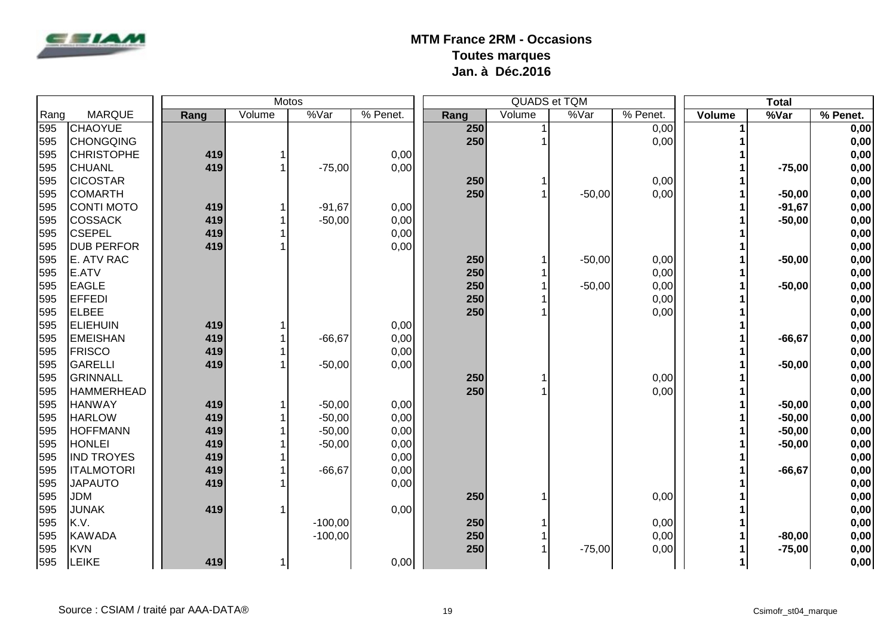# MTM France 2RM - Occasions
## Toutes marques
## Jan. à Déc.2016

| Rang | MARQUE | Motos | | | | QUADS et TQM | | | | Total | | |
|---|---|---|---|---|---|---|---|---|---|---|---|---|
| | | Rang | Volume | %Var | % Penet. | Rang | Volume | %Var | % Penet. | Volume | %Var | % Penet. |
| 595 | CHAOYUE | | | | | 250 | 1 | | 0,00 | 1 | | 0,00 |
| 595 | CHONGQING | | | | | 250 | 1 | | 0,00 | 1 | | 0,00 |
| 595 | CHRISTOPHE | 419 | 1 | | 0,00 | | | | | 1 | | 0,00 |
| 595 | CHUANL | 419 | 1 | -75,00 | 0,00 | | | | | 1 | -75,00 | 0,00 |
| 595 | CICOSTAR | | | | | 250 | 1 | | 0,00 | 1 | | 0,00 |
| 595 | COMARTH | | | | | 250 | 1 | -50,00 | 0,00 | 1 | -50,00 | 0,00 |
| 595 | CONTI MOTO | 419 | 1 | -91,67 | 0,00 | | | | | 1 | -91,67 | 0,00 |
| 595 | COSSACK | 419 | 1 | -50,00 | 0,00 | | | | | 1 | -50,00 | 0,00 |
| 595 | CSEPEL | 419 | 1 | | 0,00 | | | | | 1 | | 0,00 |
| 595 | DUB PERFOR | 419 | 1 | | 0,00 | | | | | 1 | | 0,00 |
| 595 | E. ATV RAC | | | | | 250 | 1 | -50,00 | 0,00 | 1 | -50,00 | 0,00 |
| 595 | E.ATV | | | | | 250 | 1 | | 0,00 | 1 | | 0,00 |
| 595 | EAGLE | | | | | 250 | 1 | -50,00 | 0,00 | 1 | -50,00 | 0,00 |
| 595 | EFFEDI | | | | | 250 | 1 | | 0,00 | 1 | | 0,00 |
| 595 | ELBEE | | | | | 250 | 1 | | 0,00 | 1 | | 0,00 |
| 595 | ELIEHUIN | 419 | 1 | | 0,00 | | | | | 1 | | 0,00 |
| 595 | EMEISHAN | 419 | 1 | -66,67 | 0,00 | | | | | 1 | -66,67 | 0,00 |
| 595 | FRISCO | 419 | 1 | | 0,00 | | | | | 1 | | 0,00 |
| 595 | GARELLI | 419 | 1 | -50,00 | 0,00 | | | | | 1 | -50,00 | 0,00 |
| 595 | GRINNALL | | | | | 250 | 1 | | 0,00 | 1 | | 0,00 |
| 595 | HAMMERHEAD | | | | | 250 | 1 | | 0,00 | 1 | | 0,00 |
| 595 | HANWAY | 419 | 1 | -50,00 | 0,00 | | | | | 1 | -50,00 | 0,00 |
| 595 | HARLOW | 419 | 1 | -50,00 | 0,00 | | | | | 1 | -50,00 | 0,00 |
| 595 | HOFFMANN | 419 | 1 | -50,00 | 0,00 | | | | | 1 | -50,00 | 0,00 |
| 595 | HONLEI | 419 | 1 | -50,00 | 0,00 | | | | | 1 | -50,00 | 0,00 |
| 595 | IND TROYES | 419 | 1 | | 0,00 | | | | | 1 | | 0,00 |
| 595 | ITALMOTORI | 419 | 1 | -66,67 | 0,00 | | | | | 1 | -66,67 | 0,00 |
| 595 | JAPAUTO | 419 | 1 | | 0,00 | | | | | 1 | | 0,00 |
| 595 | JDM | | | | | 250 | 1 | | 0,00 | 1 | | 0,00 |
| 595 | JUNAK | 419 | 1 | | 0,00 | | | | | 1 | | 0,00 |
| 595 | K.V. | | | -100,00 | | 250 | 1 | | 0,00 | 1 | | 0,00 |
| 595 | KAWADA | | | -100,00 | | 250 | 1 | | 0,00 | 1 | -80,00 | 0,00 |
| 595 | KVN | | | | | 250 | 1 | -75,00 | 0,00 | 1 | -75,00 | 0,00 |
| 595 | LEIKE | 419 | 1 | | 0,00 | | | | | 1 | | 0,00 |

Source : CSIAM / traité par AAA-DATA®

Csimofr_st04_marque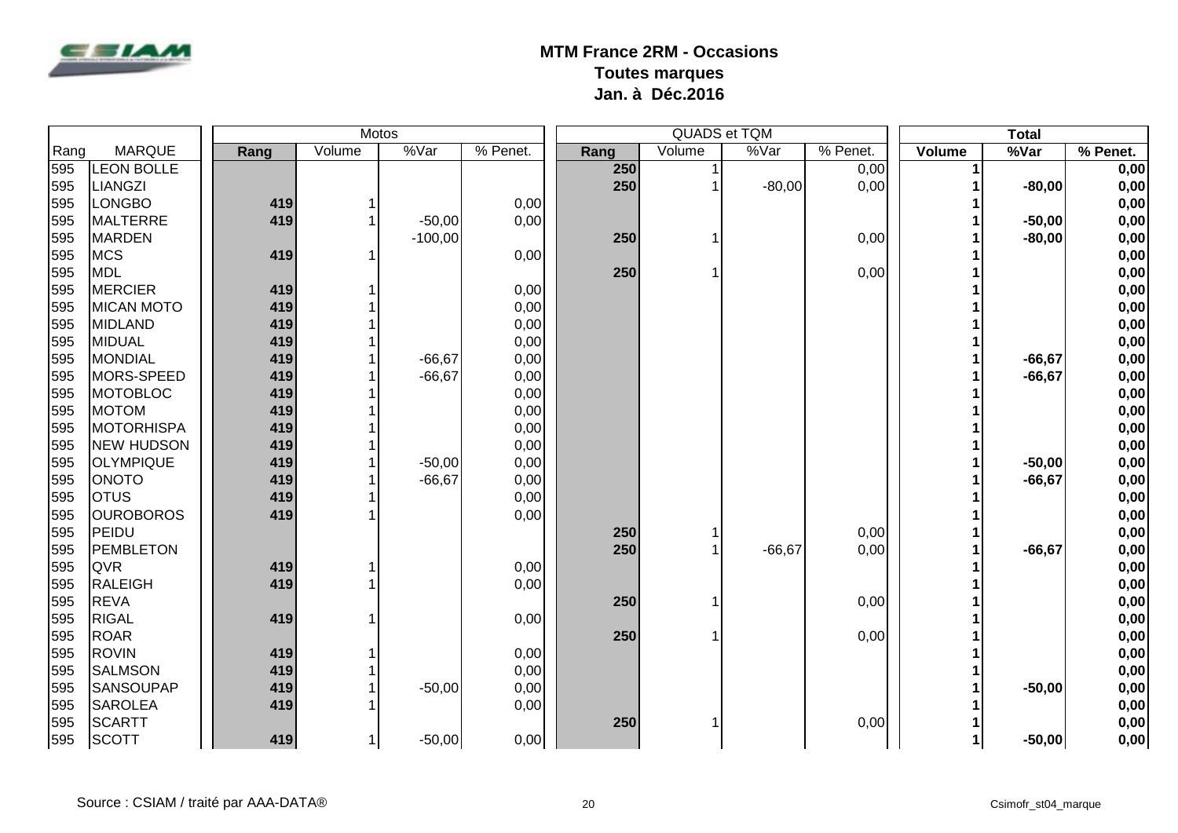# MTM France 2RM - Occasions
## Toutes marques
## Jan. à Déc.2016

| | | Motos | | | | QUADS et TQM | | | | Total | | |
|---|---|---|---|---|---|---|---|---|---|---|---|---|
| Rang | MARQUE | Rang | Volume | %Var | % Penet. | Rang | Volume | %Var | % Penet. | Volume | %Var | % Penet. |
| 595 | LEON BOLLE | | | | | 250 | 1 | | 0,00 | 1 | | 0,00 |
| 595 | LIANGZI | | | | | 250 | 1 | -80,00 | 0,00 | 1 | -80,00 | 0,00 |
| 595 | LONGBO | 419 | 1 | | 0,00 | | | | | 1 | | 0,00 |
| 595 | MALTERRE | 419 | 1 | -50,00 | 0,00 | | | | | 1 | -50,00 | 0,00 |
| 595 | MARDEN | | | -100,00 | | 250 | 1 | | 0,00 | 1 | -80,00 | 0,00 |
| 595 | MCS | 419 | 1 | | 0,00 | | | | | 1 | | 0,00 |
| 595 | MDL | | | | | 250 | 1 | | 0,00 | 1 | | 0,00 |
| 595 | MERCIER | 419 | 1 | | 0,00 | | | | | 1 | | 0,00 |
| 595 | MICAN MOTO | 419 | 1 | | 0,00 | | | | | 1 | | 0,00 |
| 595 | MIDLAND | 419 | 1 | | 0,00 | | | | | 1 | | 0,00 |
| 595 | MIDUAL | 419 | 1 | | 0,00 | | | | | 1 | | 0,00 |
| 595 | MONDIAL | 419 | 1 | -66,67 | 0,00 | | | | | 1 | -66,67 | 0,00 |
| 595 | MORS-SPEED | 419 | 1 | -66,67 | 0,00 | | | | | 1 | -66,67 | 0,00 |
| 595 | MOTOBLOC | 419 | 1 | | 0,00 | | | | | 1 | | 0,00 |
| 595 | MOTOM | 419 | 1 | | 0,00 | | | | | 1 | | 0,00 |
| 595 | MOTORHISPA | 419 | 1 | | 0,00 | | | | | 1 | | 0,00 |
| 595 | NEW HUDSON | 419 | 1 | | 0,00 | | | | | 1 | | 0,00 |
| 595 | OLYMPIQUE | 419 | 1 | -50,00 | 0,00 | | | | | 1 | -50,00 | 0,00 |
| 595 | ONOTO | 419 | 1 | -66,67 | 0,00 | | | | | 1 | -66,67 | 0,00 |
| 595 | OTUS | 419 | 1 | | 0,00 | | | | | 1 | | 0,00 |
| 595 | OUROBOROS | 419 | 1 | | 0,00 | | | | | 1 | | 0,00 |
| 595 | PEIDU | | | | | 250 | 1 | | 0,00 | 1 | | 0,00 |
| 595 | PEMBLETON | | | | | 250 | 1 | -66,67 | 0,00 | 1 | -66,67 | 0,00 |
| 595 | QVR | 419 | 1 | | 0,00 | | | | | 1 | | 0,00 |
| 595 | RALEIGH | 419 | 1 | | 0,00 | | | | | 1 | | 0,00 |
| 595 | REVA | | | | | 250 | 1 | | 0,00 | 1 | | 0,00 |
| 595 | RIGAL | 419 | 1 | | 0,00 | | | | | 1 | | 0,00 |
| 595 | ROAR | | | | | 250 | 1 | | 0,00 | 1 | | 0,00 |
| 595 | ROVIN | 419 | 1 | | 0,00 | | | | | 1 | | 0,00 |
| 595 | SALMSON | 419 | 1 | | 0,00 | | | | | 1 | | 0,00 |
| 595 | SANSOUPAP | 419 | 1 | -50,00 | 0,00 | | | | | 1 | -50,00 | 0,00 |
| 595 | SAROLEA | 419 | 1 | | 0,00 | | | | | 1 | | 0,00 |
| 595 | SCARTT | | | | | 250 | 1 | | 0,00 | 1 | | 0,00 |
| 595 | SCOTT | 419 | 1 | -50,00 | 0,00 | | | | | 1 | -50,00 | 0,00 |

Source : CSIAM / traité par AAA-DATA®

Csimofr_st04_marque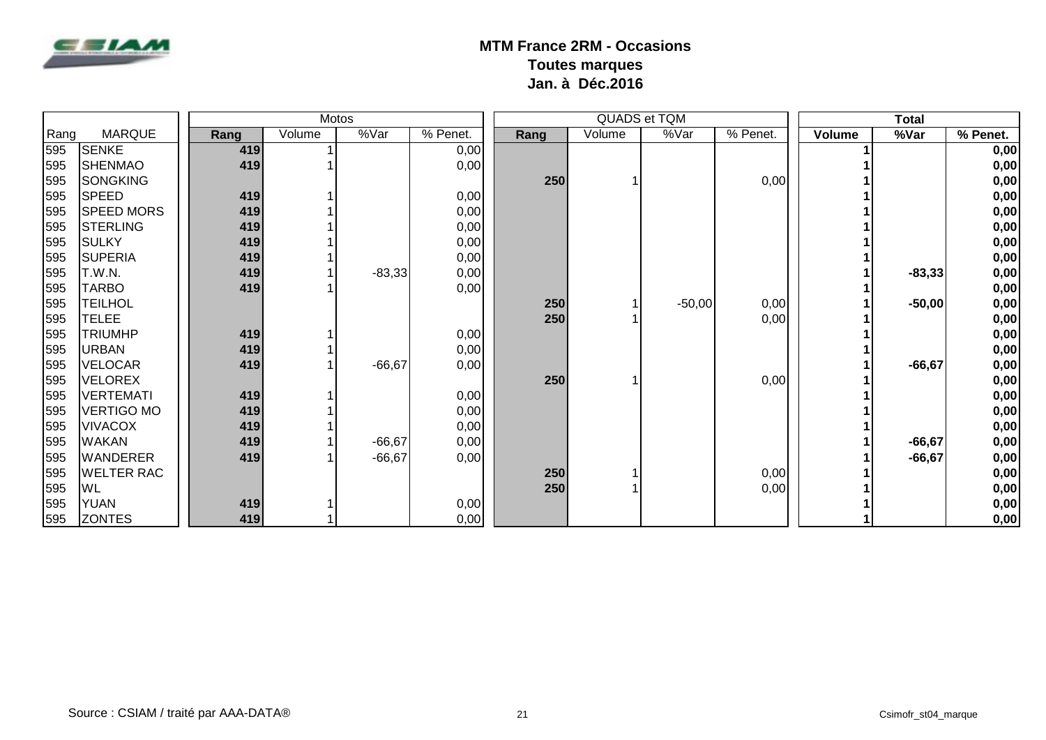# MTM France 2RM - Occasions

## Toutes marques

## Jan. à Déc.2016

| | | Motos | | | | QUADS et TQM | | | | Total | | |
|---|---|---|---|---|---|---|---|---|---|---|---|---|
| Rang | MARQUE | Rang | Volume | %Var | % Penet. | Rang | Volume | %Var | % Penet. | Volume | %Var | % Penet. |
| 595 | SENKE | 419 | 1 | | 0,00 | | | | | 1 | | 0,00 |
| 595 | SHENMAO | 419 | 1 | | 0,00 | | | | | 1 | | 0,00 |
| 595 | SONGKING | | | | | 250 | 1 | | 0,00 | 1 | | 0,00 |
| 595 | SPEED | 419 | 1 | | 0,00 | | | | | 1 | | 0,00 |
| 595 | SPEED MORS | 419 | 1 | | 0,00 | | | | | 1 | | 0,00 |
| 595 | STERLING | 419 | 1 | | 0,00 | | | | | 1 | | 0,00 |
| 595 | SULKY | 419 | 1 | | 0,00 | | | | | 1 | | 0,00 |
| 595 | SUPERIA | 419 | 1 | | 0,00 | | | | | 1 | | 0,00 |
| 595 | T.W.N. | 419 | 1 | -83,33 | 0,00 | | | | | 1 | -83,33 | 0,00 |
| 595 | TARBO | 419 | 1 | | 0,00 | | | | | 1 | | 0,00 |
| 595 | TEILHOL | | | | | 250 | 1 | -50,00 | 0,00 | 1 | -50,00 | 0,00 |
| 595 | TELEE | | | | | 250 | 1 | | 0,00 | 1 | | 0,00 |
| 595 | TRIUMHP | 419 | 1 | | 0,00 | | | | | 1 | | 0,00 |
| 595 | URBAN | 419 | 1 | | 0,00 | | | | | 1 | | 0,00 |
| 595 | VELOCAR | 419 | 1 | -66,67 | 0,00 | | | | | 1 | -66,67 | 0,00 |
| 595 | VELOREX | | | | | 250 | 1 | | 0,00 | 1 | | 0,00 |
| 595 | VERTEMATI | 419 | 1 | | 0,00 | | | | | 1 | | 0,00 |
| 595 | VERTIGO MO | 419 | 1 | | 0,00 | | | | | 1 | | 0,00 |
| 595 | VIVACOX | 419 | 1 | | 0,00 | | | | | 1 | | 0,00 |
| 595 | WAKAN | 419 | 1 | -66,67 | 0,00 | | | | | 1 | -66,67 | 0,00 |
| 595 | WANDERER | 419 | 1 | -66,67 | 0,00 | | | | | 1 | -66,67 | 0,00 |
| 595 | WELTER RAC | | | | | 250 | 1 | | 0,00 | 1 | | 0,00 |
| 595 | WL | | | | | 250 | 1 | | 0,00 | 1 | | 0,00 |
| 595 | YUAN | 419 | 1 | | 0,00 | | | | | 1 | | 0,00 |
| 595 | ZONTES | 419 | 1 | | 0,00 | | | | | 1 | | 0,00 |

Source : CSIAM / traité par AAA-DATA®

Csimofr_st04_marque